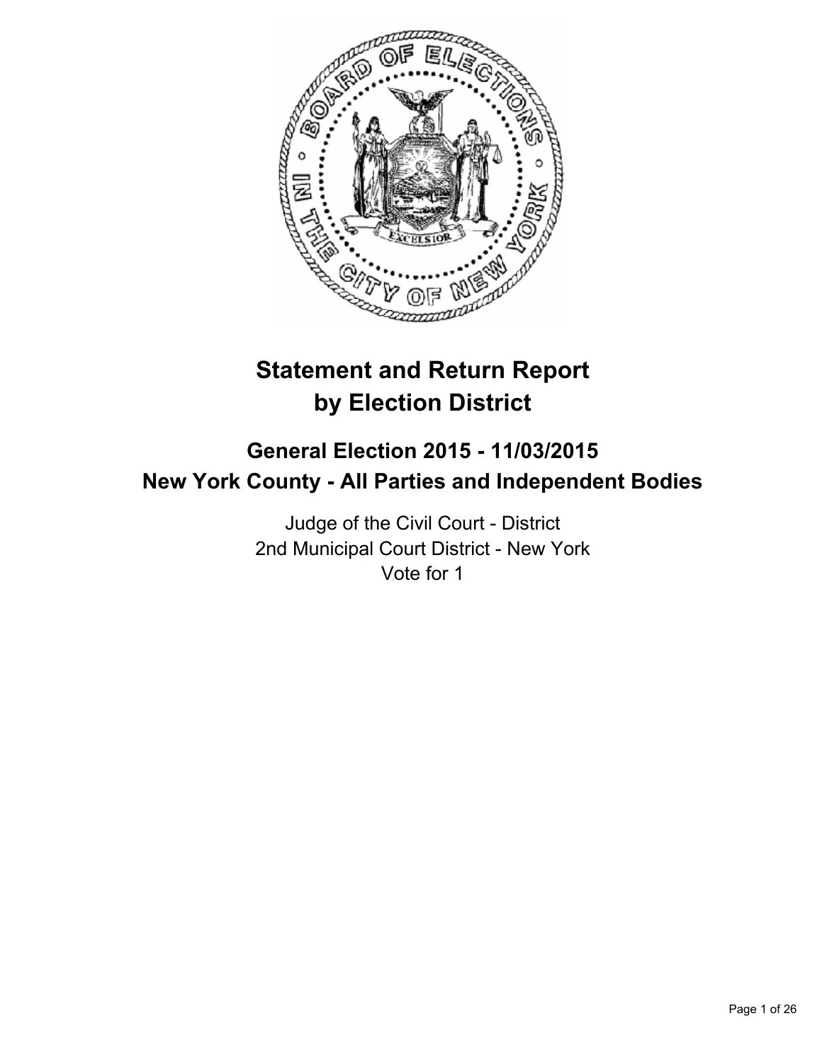# Statement and Return Report by Election District

## General Election 2015 - 11/03/2015
## New York County - All Parties and Independent Bodies

Judge of the Civil Court - District
2nd Municipal Court District - New York
Vote for 1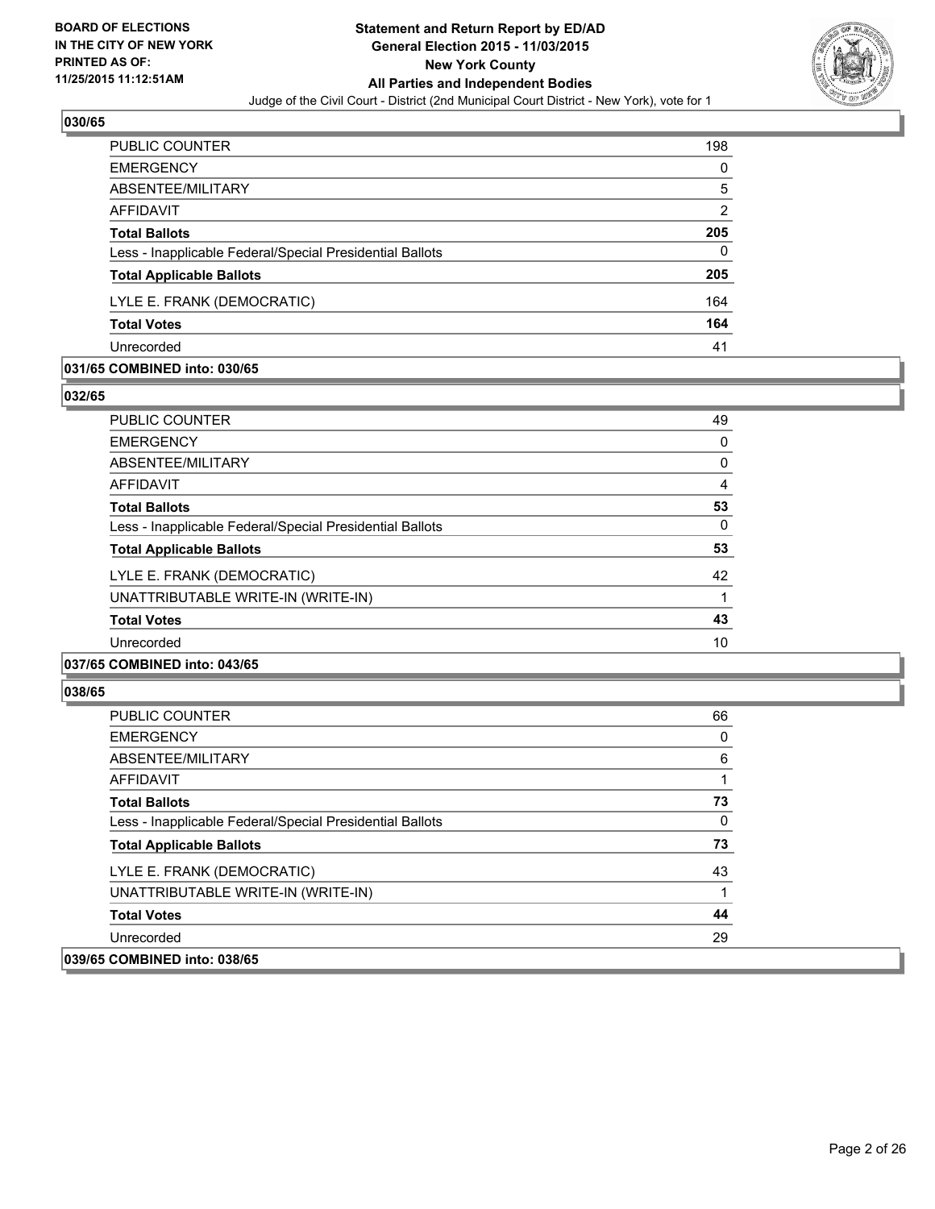## 030/65

| | |
|---|---|
| PUBLIC COUNTER | 198 |
| EMERGENCY | 0 |
| ABSENTEE/MILITARY | 5 |
| AFFIDAVIT | 2 |
| **Total Ballots** | **205** |
| Less - Inapplicable Federal/Special Presidential Ballots | 0 |
| **Total Applicable Ballots** | **205** |
| LYLE E. FRANK (DEMOCRATIC) | 164 |
| **Total Votes** | **164** |
| Unrecorded | 41 |

**031/65 COMBINED into: 030/65**

## 032/65

| | |
|---|---|
| PUBLIC COUNTER | 49 |
| EMERGENCY | 0 |
| ABSENTEE/MILITARY | 0 |
| AFFIDAVIT | 4 |
| **Total Ballots** | **53** |
| Less - Inapplicable Federal/Special Presidential Ballots | 0 |
| **Total Applicable Ballots** | **53** |
| LYLE E. FRANK (DEMOCRATIC) | 42 |
| UNATTRIBUTABLE WRITE-IN (WRITE-IN) | 1 |
| **Total Votes** | **43** |
| Unrecorded | 10 |

**037/65 COMBINED into: 043/65**

## 038/65

| | |
|---|---|
| PUBLIC COUNTER | 66 |
| EMERGENCY | 0 |
| ABSENTEE/MILITARY | 6 |
| AFFIDAVIT | 1 |
| **Total Ballots** | **73** |
| Less - Inapplicable Federal/Special Presidential Ballots | 0 |
| **Total Applicable Ballots** | **73** |
| LYLE E. FRANK (DEMOCRATIC) | 43 |
| UNATTRIBUTABLE WRITE-IN (WRITE-IN) | 1 |
| **Total Votes** | **44** |
| Unrecorded | 29 |

**039/65 COMBINED into: 038/65**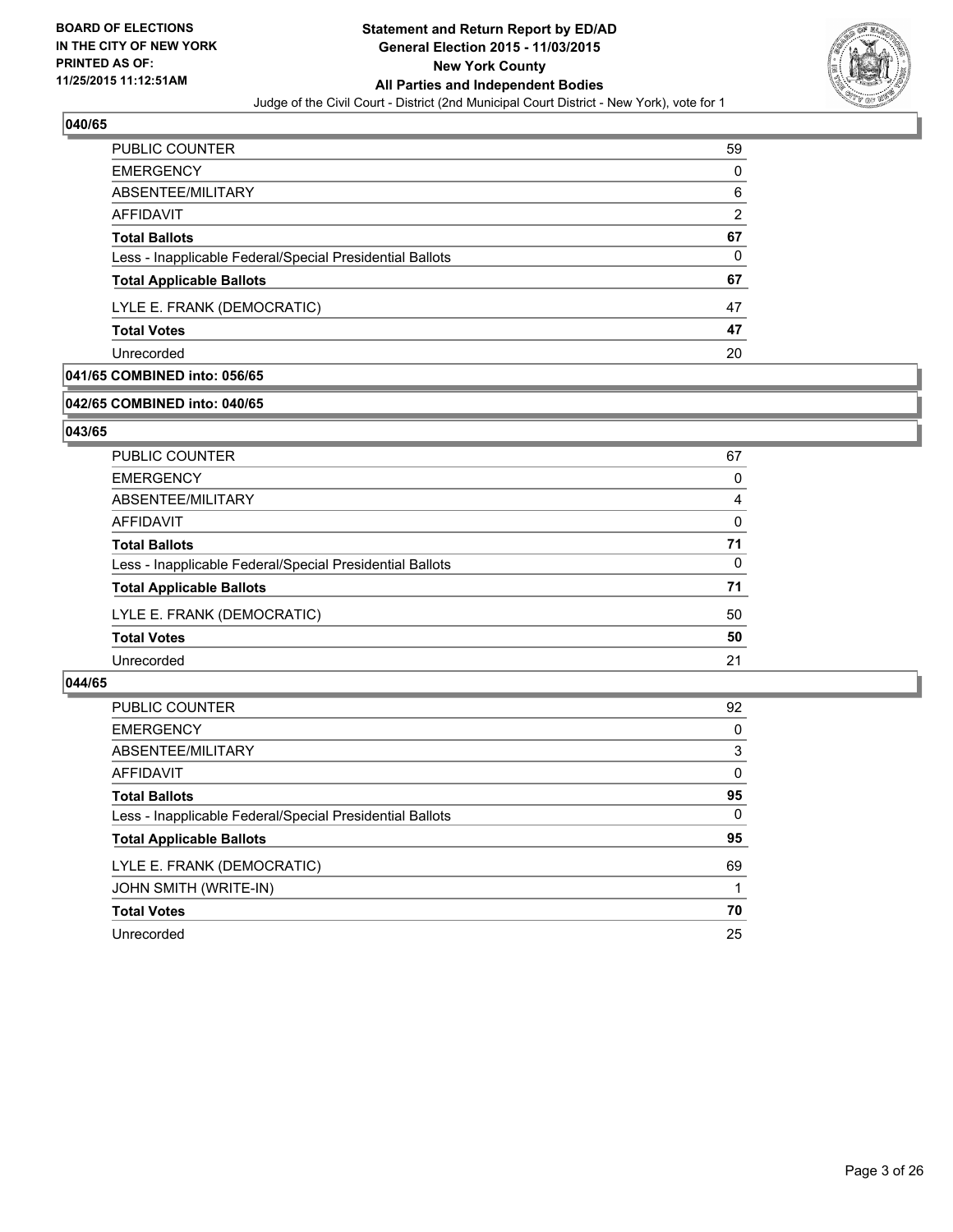### 040/65

| | |
|---|---|
| PUBLIC COUNTER | 59 |
| EMERGENCY | 0 |
| ABSENTEE/MILITARY | 6 |
| AFFIDAVIT | 2 |
| **Total Ballots** | **67** |
| Less - Inapplicable Federal/Special Presidential Ballots | 0 |
| **Total Applicable Ballots** | **67** |
| LYLE E. FRANK (DEMOCRATIC) | 47 |
| **Total Votes** | **47** |
| Unrecorded | 20 |

### 041/65 COMBINED into: 056/65

### 042/65 COMBINED into: 040/65

### 043/65

| | |
|---|---|
| PUBLIC COUNTER | 67 |
| EMERGENCY | 0 |
| ABSENTEE/MILITARY | 4 |
| AFFIDAVIT | 0 |
| **Total Ballots** | **71** |
| Less - Inapplicable Federal/Special Presidential Ballots | 0 |
| **Total Applicable Ballots** | **71** |
| LYLE E. FRANK (DEMOCRATIC) | 50 |
| **Total Votes** | **50** |
| Unrecorded | 21 |

### 044/65

| | |
|---|---|
| PUBLIC COUNTER | 92 |
| EMERGENCY | 0 |
| ABSENTEE/MILITARY | 3 |
| AFFIDAVIT | 0 |
| **Total Ballots** | **95** |
| Less - Inapplicable Federal/Special Presidential Ballots | 0 |
| **Total Applicable Ballots** | **95** |
| LYLE E. FRANK (DEMOCRATIC) | 69 |
| JOHN SMITH (WRITE-IN) | 1 |
| **Total Votes** | **70** |
| Unrecorded | 25 |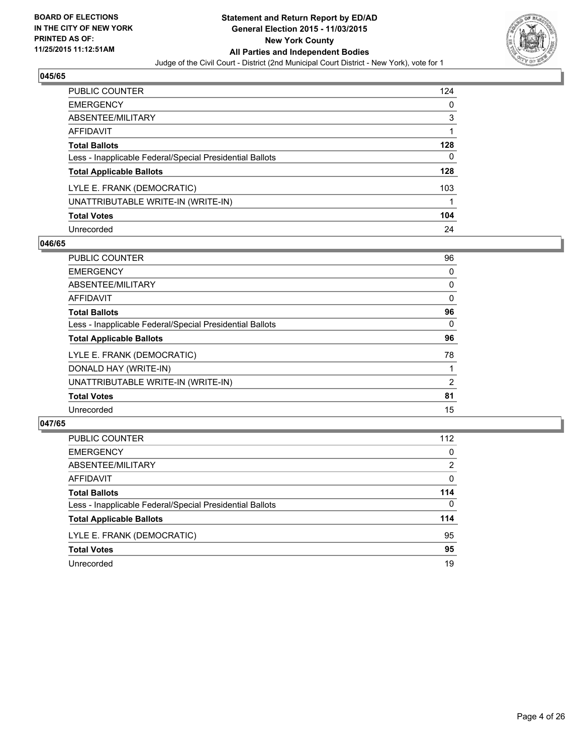**BOARD OF ELECTIONS IN THE CITY OF NEW YORK PRINTED AS OF: 11/25/2015 11:12:51AM**

**Statement and Return Report by ED/AD General Election 2015 - 11/03/2015 New York County All Parties and Independent Bodies**

Judge of the Civil Court - District (2nd Municipal Court District - New York), vote for 1

## 045/65

| | |
|---|---|
| PUBLIC COUNTER | 124 |
| EMERGENCY | 0 |
| ABSENTEE/MILITARY | 3 |
| AFFIDAVIT | 1 |
| **Total Ballots** | **128** |
| Less - Inapplicable Federal/Special Presidential Ballots | 0 |
| **Total Applicable Ballots** | **128** |
| LYLE E. FRANK (DEMOCRATIC) | 103 |
| UNATTRIBUTABLE WRITE-IN (WRITE-IN) | 1 |
| **Total Votes** | **104** |
| Unrecorded | 24 |

## 046/65

| | |
|---|---|
| PUBLIC COUNTER | 96 |
| EMERGENCY | 0 |
| ABSENTEE/MILITARY | 0 |
| AFFIDAVIT | 0 |
| **Total Ballots** | **96** |
| Less - Inapplicable Federal/Special Presidential Ballots | 0 |
| **Total Applicable Ballots** | **96** |
| LYLE E. FRANK (DEMOCRATIC) | 78 |
| DONALD HAY (WRITE-IN) | 1 |
| UNATTRIBUTABLE WRITE-IN (WRITE-IN) | 2 |
| **Total Votes** | **81** |
| Unrecorded | 15 |

## 047/65

| | |
|---|---|
| PUBLIC COUNTER | 112 |
| EMERGENCY | 0 |
| ABSENTEE/MILITARY | 2 |
| AFFIDAVIT | 0 |
| **Total Ballots** | **114** |
| Less - Inapplicable Federal/Special Presidential Ballots | 0 |
| **Total Applicable Ballots** | **114** |
| LYLE E. FRANK (DEMOCRATIC) | 95 |
| **Total Votes** | **95** |
| Unrecorded | 19 |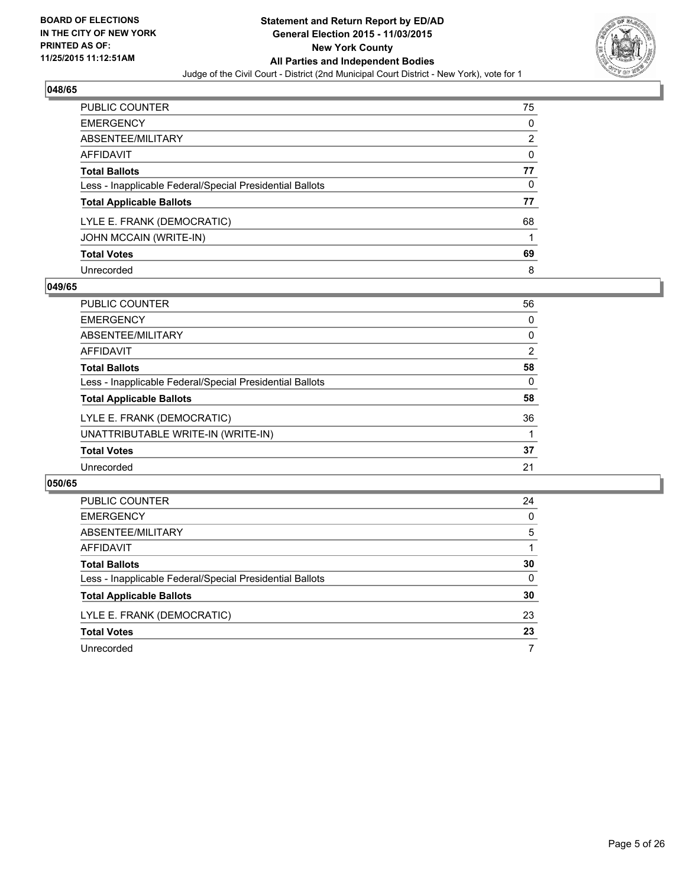## 048/65

| | |
|---|---|
| PUBLIC COUNTER | 75 |
| EMERGENCY | 0 |
| ABSENTEE/MILITARY | 2 |
| AFFIDAVIT | 0 |
| **Total Ballots** | **77** |
| Less - Inapplicable Federal/Special Presidential Ballots | 0 |
| **Total Applicable Ballots** | **77** |
| LYLE E. FRANK (DEMOCRATIC) | 68 |
| JOHN MCCAIN (WRITE-IN) | 1 |
| **Total Votes** | **69** |
| Unrecorded | 8 |

## 049/65

| | |
|---|---|
| PUBLIC COUNTER | 56 |
| EMERGENCY | 0 |
| ABSENTEE/MILITARY | 0 |
| AFFIDAVIT | 2 |
| **Total Ballots** | **58** |
| Less - Inapplicable Federal/Special Presidential Ballots | 0 |
| **Total Applicable Ballots** | **58** |
| LYLE E. FRANK (DEMOCRATIC) | 36 |
| UNATTRIBUTABLE WRITE-IN (WRITE-IN) | 1 |
| **Total Votes** | **37** |
| Unrecorded | 21 |

## 050/65

| | |
|---|---|
| PUBLIC COUNTER | 24 |
| EMERGENCY | 0 |
| ABSENTEE/MILITARY | 5 |
| AFFIDAVIT | 1 |
| **Total Ballots** | **30** |
| Less - Inapplicable Federal/Special Presidential Ballots | 0 |
| **Total Applicable Ballots** | **30** |
| LYLE E. FRANK (DEMOCRATIC) | 23 |
| **Total Votes** | **23** |
| Unrecorded | 7 |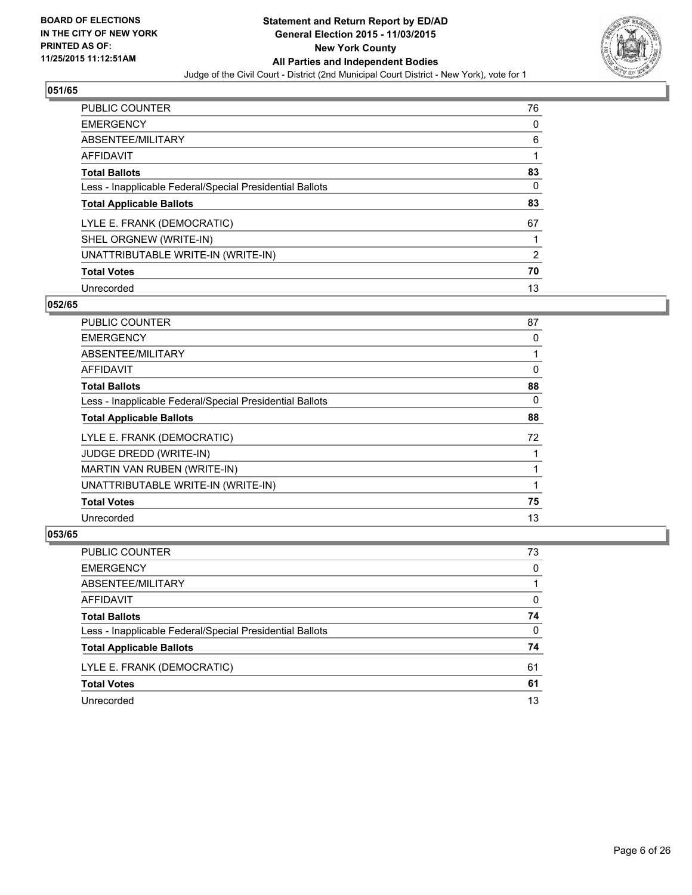BOARD OF ELECTIONS
IN THE CITY OF NEW YORK
PRINTED AS OF:
11/25/2015 11:12:51AM

**Statement and Return Report by ED/AD**
**General Election 2015 - 11/03/2015**
**New York County**
**All Parties and Independent Bodies**
Judge of the Civil Court - District (2nd Municipal Court District - New York), vote for 1

### 051/65

| | |
|---|---|
| PUBLIC COUNTER | 76 |
| EMERGENCY | 0 |
| ABSENTEE/MILITARY | 6 |
| AFFIDAVIT | 1 |
| **Total Ballots** | **83** |
| Less - Inapplicable Federal/Special Presidential Ballots | 0 |
| **Total Applicable Ballots** | **83** |
| LYLE E. FRANK (DEMOCRATIC) | 67 |
| SHEL ORGNEW (WRITE-IN) | 1 |
| UNATTRIBUTABLE WRITE-IN (WRITE-IN) | 2 |
| **Total Votes** | **70** |
| Unrecorded | 13 |

### 052/65

| | |
|---|---|
| PUBLIC COUNTER | 87 |
| EMERGENCY | 0 |
| ABSENTEE/MILITARY | 1 |
| AFFIDAVIT | 0 |
| **Total Ballots** | **88** |
| Less - Inapplicable Federal/Special Presidential Ballots | 0 |
| **Total Applicable Ballots** | **88** |
| LYLE E. FRANK (DEMOCRATIC) | 72 |
| JUDGE DREDD (WRITE-IN) | 1 |
| MARTIN VAN RUBEN (WRITE-IN) | 1 |
| UNATTRIBUTABLE WRITE-IN (WRITE-IN) | 1 |
| **Total Votes** | **75** |
| Unrecorded | 13 |

### 053/65

| | |
|---|---|
| PUBLIC COUNTER | 73 |
| EMERGENCY | 0 |
| ABSENTEE/MILITARY | 1 |
| AFFIDAVIT | 0 |
| **Total Ballots** | **74** |
| Less - Inapplicable Federal/Special Presidential Ballots | 0 |
| **Total Applicable Ballots** | **74** |
| LYLE E. FRANK (DEMOCRATIC) | 61 |
| **Total Votes** | **61** |
| Unrecorded | 13 |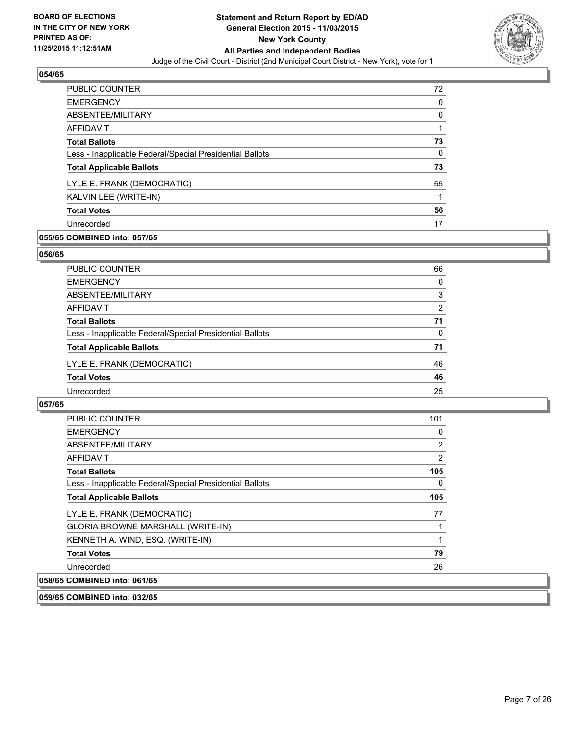## 054/65

| | |
|---|---|
| PUBLIC COUNTER | 72 |
| EMERGENCY | 0 |
| ABSENTEE/MILITARY | 0 |
| AFFIDAVIT | 1 |
| **Total Ballots** | **73** |
| Less - Inapplicable Federal/Special Presidential Ballots | 0 |
| **Total Applicable Ballots** | **73** |
| LYLE E. FRANK (DEMOCRATIC) | 55 |
| KALVIN LEE (WRITE-IN) | 1 |
| **Total Votes** | **56** |
| Unrecorded | 17 |

## 055/65 COMBINED into: 057/65

## 056/65

| | |
|---|---|
| PUBLIC COUNTER | 66 |
| EMERGENCY | 0 |
| ABSENTEE/MILITARY | 3 |
| AFFIDAVIT | 2 |
| **Total Ballots** | **71** |
| Less - Inapplicable Federal/Special Presidential Ballots | 0 |
| **Total Applicable Ballots** | **71** |
| LYLE E. FRANK (DEMOCRATIC) | 46 |
| **Total Votes** | **46** |
| Unrecorded | 25 |

## 057/65

| | |
|---|---|
| PUBLIC COUNTER | 101 |
| EMERGENCY | 0 |
| ABSENTEE/MILITARY | 2 |
| AFFIDAVIT | 2 |
| **Total Ballots** | **105** |
| Less - Inapplicable Federal/Special Presidential Ballots | 0 |
| **Total Applicable Ballots** | **105** |
| LYLE E. FRANK (DEMOCRATIC) | 77 |
| GLORIA BROWNE MARSHALL (WRITE-IN) | 1 |
| KENNETH A. WIND, ESQ. (WRITE-IN) | 1 |
| **Total Votes** | **79** |
| Unrecorded | 26 |

## 058/65 COMBINED into: 061/65

## 059/65 COMBINED into: 032/65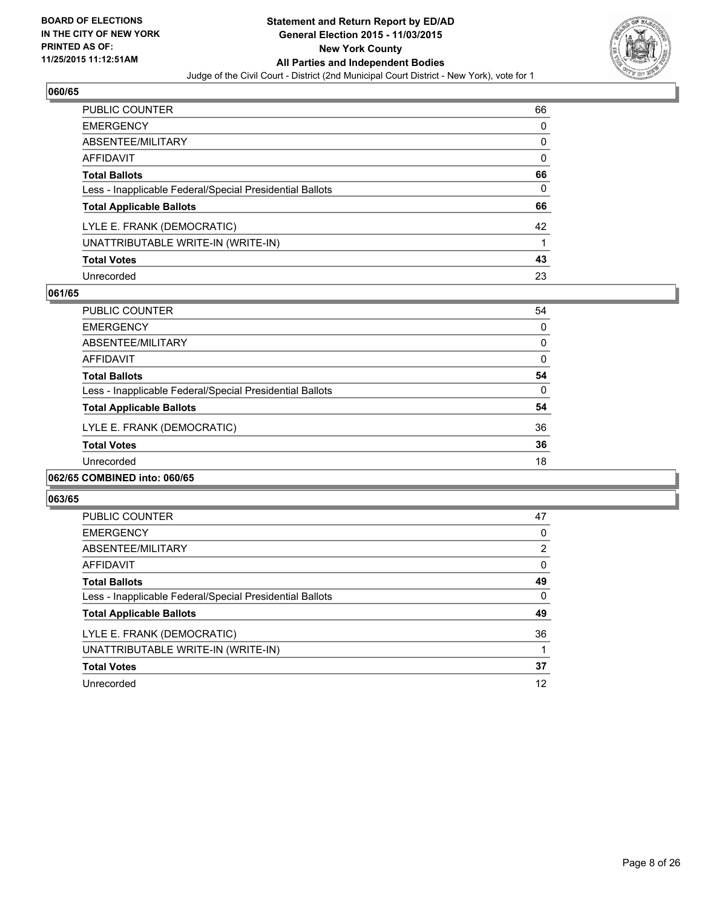## 060/65

| | |
|---|---|
| PUBLIC COUNTER | 66 |
| EMERGENCY | 0 |
| ABSENTEE/MILITARY | 0 |
| AFFIDAVIT | 0 |
| **Total Ballots** | **66** |
| Less - Inapplicable Federal/Special Presidential Ballots | 0 |
| **Total Applicable Ballots** | **66** |
| LYLE E. FRANK (DEMOCRATIC) | 42 |
| UNATTRIBUTABLE WRITE-IN (WRITE-IN) | 1 |
| **Total Votes** | **43** |
| Unrecorded | 23 |

## 061/65

| | |
|---|---|
| PUBLIC COUNTER | 54 |
| EMERGENCY | 0 |
| ABSENTEE/MILITARY | 0 |
| AFFIDAVIT | 0 |
| **Total Ballots** | **54** |
| Less - Inapplicable Federal/Special Presidential Ballots | 0 |
| **Total Applicable Ballots** | **54** |
| LYLE E. FRANK (DEMOCRATIC) | 36 |
| **Total Votes** | **36** |
| Unrecorded | 18 |

## 062/65 COMBINED into: 060/65

## 063/65

| | |
|---|---|
| PUBLIC COUNTER | 47 |
| EMERGENCY | 0 |
| ABSENTEE/MILITARY | 2 |
| AFFIDAVIT | 0 |
| **Total Ballots** | **49** |
| Less - Inapplicable Federal/Special Presidential Ballots | 0 |
| **Total Applicable Ballots** | **49** |
| LYLE E. FRANK (DEMOCRATIC) | 36 |
| UNATTRIBUTABLE WRITE-IN (WRITE-IN) | 1 |
| **Total Votes** | **37** |
| Unrecorded | 12 |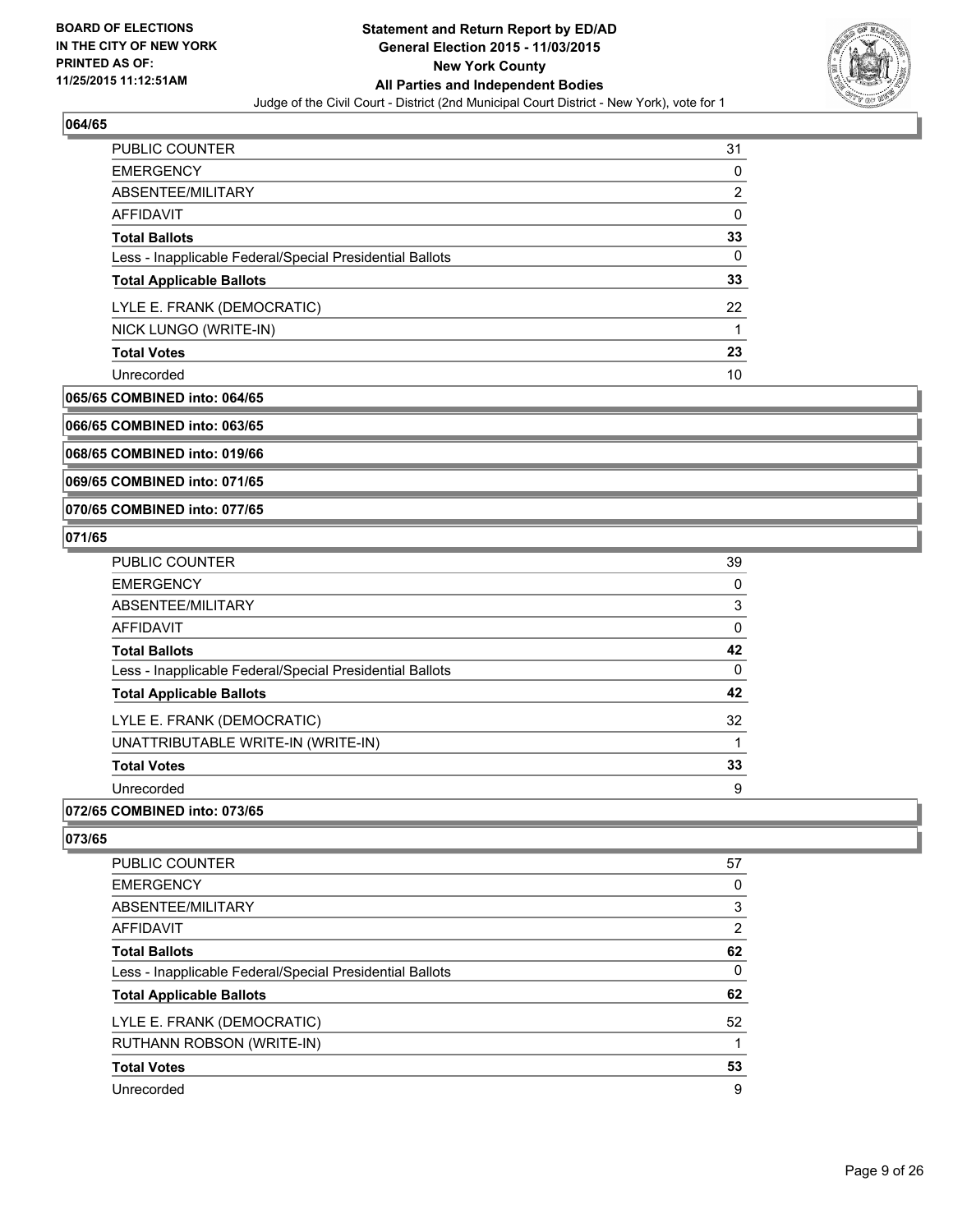**Statement and Return Report by ED/AD**
**General Election 2015 - 11/03/2015**
**New York County**
**All Parties and Independent Bodies**
Judge of the Civil Court - District (2nd Municipal Court District - New York), vote for 1

BOARD OF ELECTIONS
IN THE CITY OF NEW YORK
PRINTED AS OF:
11/25/2015 11:12:51AM

### 064/65

| | |
|---|---|
| PUBLIC COUNTER | 31 |
| EMERGENCY | 0 |
| ABSENTEE/MILITARY | 2 |
| AFFIDAVIT | 0 |
| **Total Ballots** | **33** |
| Less - Inapplicable Federal/Special Presidential Ballots | 0 |
| **Total Applicable Ballots** | **33** |
| LYLE E. FRANK (DEMOCRATIC) | 22 |
| NICK LUNGO (WRITE-IN) | 1 |
| **Total Votes** | **23** |
| Unrecorded | 10 |

### 065/65 COMBINED into: 064/65

### 066/65 COMBINED into: 063/65

### 068/65 COMBINED into: 019/66

### 069/65 COMBINED into: 071/65

### 070/65 COMBINED into: 077/65

### 071/65

| | |
|---|---|
| PUBLIC COUNTER | 39 |
| EMERGENCY | 0 |
| ABSENTEE/MILITARY | 3 |
| AFFIDAVIT | 0 |
| **Total Ballots** | **42** |
| Less - Inapplicable Federal/Special Presidential Ballots | 0 |
| **Total Applicable Ballots** | **42** |
| LYLE E. FRANK (DEMOCRATIC) | 32 |
| UNATTRIBUTABLE WRITE-IN (WRITE-IN) | 1 |
| **Total Votes** | **33** |
| Unrecorded | 9 |

### 072/65 COMBINED into: 073/65

### 073/65

| | |
|---|---|
| PUBLIC COUNTER | 57 |
| EMERGENCY | 0 |
| ABSENTEE/MILITARY | 3 |
| AFFIDAVIT | 2 |
| **Total Ballots** | **62** |
| Less - Inapplicable Federal/Special Presidential Ballots | 0 |
| **Total Applicable Ballots** | **62** |
| LYLE E. FRANK (DEMOCRATIC) | 52 |
| RUTHANN ROBSON (WRITE-IN) | 1 |
| **Total Votes** | **53** |
| Unrecorded | 9 |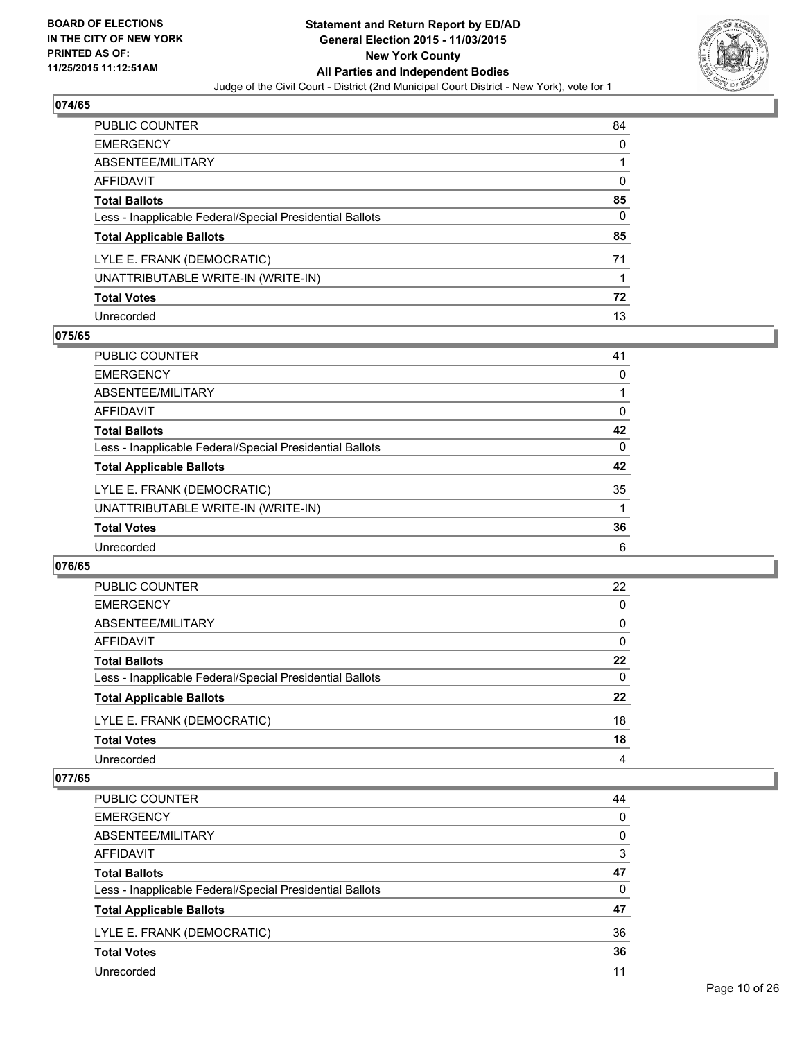## 074/65

| | |
|---|---|
| PUBLIC COUNTER | 84 |
| EMERGENCY | 0 |
| ABSENTEE/MILITARY | 1 |
| AFFIDAVIT | 0 |
| **Total Ballots** | **85** |
| Less - Inapplicable Federal/Special Presidential Ballots | 0 |
| **Total Applicable Ballots** | **85** |
| LYLE E. FRANK (DEMOCRATIC) | 71 |
| UNATTRIBUTABLE WRITE-IN (WRITE-IN) | 1 |
| **Total Votes** | **72** |
| Unrecorded | 13 |

## 075/65

| | |
|---|---|
| PUBLIC COUNTER | 41 |
| EMERGENCY | 0 |
| ABSENTEE/MILITARY | 1 |
| AFFIDAVIT | 0 |
| **Total Ballots** | **42** |
| Less - Inapplicable Federal/Special Presidential Ballots | 0 |
| **Total Applicable Ballots** | **42** |
| LYLE E. FRANK (DEMOCRATIC) | 35 |
| UNATTRIBUTABLE WRITE-IN (WRITE-IN) | 1 |
| **Total Votes** | **36** |
| Unrecorded | 6 |

## 076/65

| | |
|---|---|
| PUBLIC COUNTER | 22 |
| EMERGENCY | 0 |
| ABSENTEE/MILITARY | 0 |
| AFFIDAVIT | 0 |
| **Total Ballots** | **22** |
| Less - Inapplicable Federal/Special Presidential Ballots | 0 |
| **Total Applicable Ballots** | **22** |
| LYLE E. FRANK (DEMOCRATIC) | 18 |
| **Total Votes** | **18** |
| Unrecorded | 4 |

## 077/65

| | |
|---|---|
| PUBLIC COUNTER | 44 |
| EMERGENCY | 0 |
| ABSENTEE/MILITARY | 0 |
| AFFIDAVIT | 3 |
| **Total Ballots** | **47** |
| Less - Inapplicable Federal/Special Presidential Ballots | 0 |
| **Total Applicable Ballots** | **47** |
| LYLE E. FRANK (DEMOCRATIC) | 36 |
| **Total Votes** | **36** |
| Unrecorded | 11 |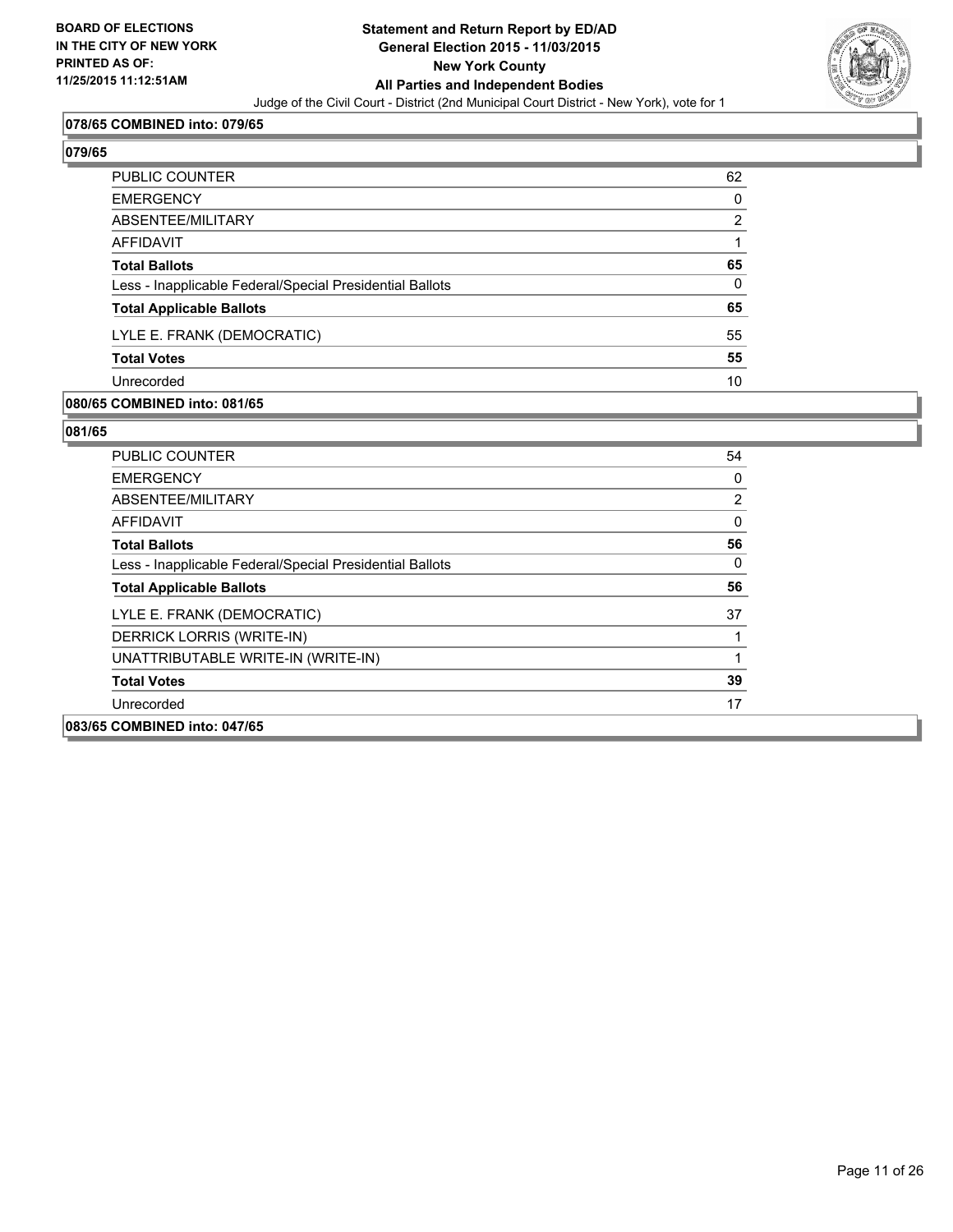BOARD OF ELECTIONS
IN THE CITY OF NEW YORK
PRINTED AS OF:
11/25/2015 11:12:51AM

**Statement and Return Report by ED/AD**
**General Election 2015 - 11/03/2015**
**New York County**
**All Parties and Independent Bodies**
Judge of the Civil Court - District (2nd Municipal Court District - New York), vote for 1

### 078/65 COMBINED into: 079/65

### 079/65

| | |
|---|---|
| PUBLIC COUNTER | 62 |
| EMERGENCY | 0 |
| ABSENTEE/MILITARY | 2 |
| AFFIDAVIT | 1 |
| **Total Ballots** | **65** |
| Less - Inapplicable Federal/Special Presidential Ballots | 0 |
| **Total Applicable Ballots** | **65** |
| LYLE E. FRANK (DEMOCRATIC) | 55 |
| **Total Votes** | **55** |
| Unrecorded | 10 |

### 080/65 COMBINED into: 081/65

### 081/65

| | |
|---|---|
| PUBLIC COUNTER | 54 |
| EMERGENCY | 0 |
| ABSENTEE/MILITARY | 2 |
| AFFIDAVIT | 0 |
| **Total Ballots** | **56** |
| Less - Inapplicable Federal/Special Presidential Ballots | 0 |
| **Total Applicable Ballots** | **56** |
| LYLE E. FRANK (DEMOCRATIC) | 37 |
| DERRICK LORRIS (WRITE-IN) | 1 |
| UNATTRIBUTABLE WRITE-IN (WRITE-IN) | 1 |
| **Total Votes** | **39** |
| Unrecorded | 17 |

### 083/65 COMBINED into: 047/65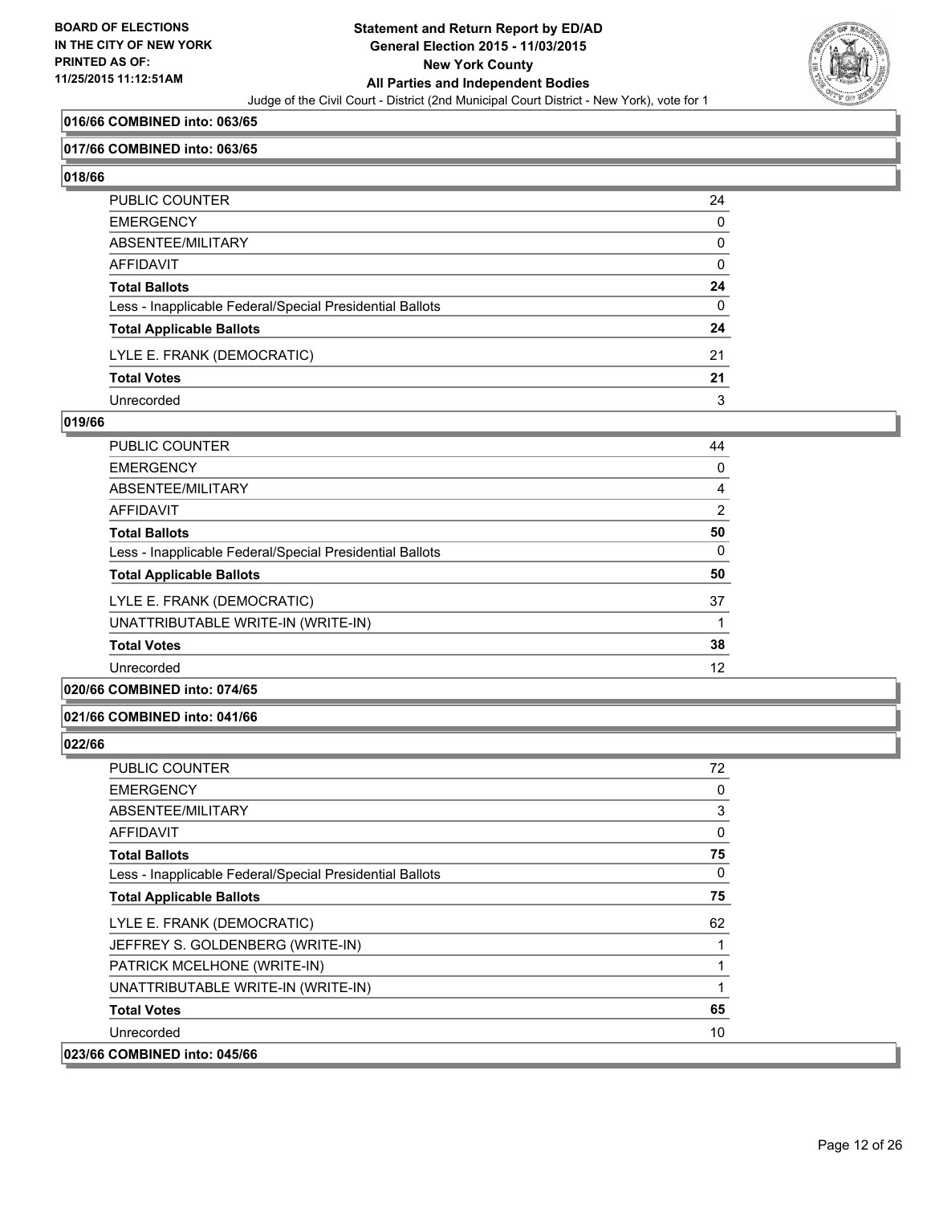**BOARD OF ELECTIONS IN THE CITY OF NEW YORK PRINTED AS OF: 11/25/2015 11:12:51AM**

**Statement and Return Report by ED/AD General Election 2015 - 11/03/2015 New York County All Parties and Independent Bodies**

Judge of the Civil Court - District (2nd Municipal Court District - New York), vote for 1

**016/66 COMBINED into: 063/65**

**017/66 COMBINED into: 063/65**

**018/66**

| | |
|---|---|
| PUBLIC COUNTER | 24 |
| EMERGENCY | 0 |
| ABSENTEE/MILITARY | 0 |
| AFFIDAVIT | 0 |
| **Total Ballots** | **24** |
| Less - Inapplicable Federal/Special Presidential Ballots | 0 |
| **Total Applicable Ballots** | **24** |
| LYLE E. FRANK (DEMOCRATIC) | 21 |
| **Total Votes** | **21** |
| Unrecorded | 3 |

**019/66**

| | |
|---|---|
| PUBLIC COUNTER | 44 |
| EMERGENCY | 0 |
| ABSENTEE/MILITARY | 4 |
| AFFIDAVIT | 2 |
| **Total Ballots** | **50** |
| Less - Inapplicable Federal/Special Presidential Ballots | 0 |
| **Total Applicable Ballots** | **50** |
| LYLE E. FRANK (DEMOCRATIC) | 37 |
| UNATTRIBUTABLE WRITE-IN (WRITE-IN) | 1 |
| **Total Votes** | **38** |
| Unrecorded | 12 |

**020/66 COMBINED into: 074/65**

**021/66 COMBINED into: 041/66**

**022/66**

| | |
|---|---|
| PUBLIC COUNTER | 72 |
| EMERGENCY | 0 |
| ABSENTEE/MILITARY | 3 |
| AFFIDAVIT | 0 |
| **Total Ballots** | **75** |
| Less - Inapplicable Federal/Special Presidential Ballots | 0 |
| **Total Applicable Ballots** | **75** |
| LYLE E. FRANK (DEMOCRATIC) | 62 |
| JEFFREY S. GOLDENBERG (WRITE-IN) | 1 |
| PATRICK MCELHONE (WRITE-IN) | 1 |
| UNATTRIBUTABLE WRITE-IN (WRITE-IN) | 1 |
| **Total Votes** | **65** |
| Unrecorded | 10 |

**023/66 COMBINED into: 045/66**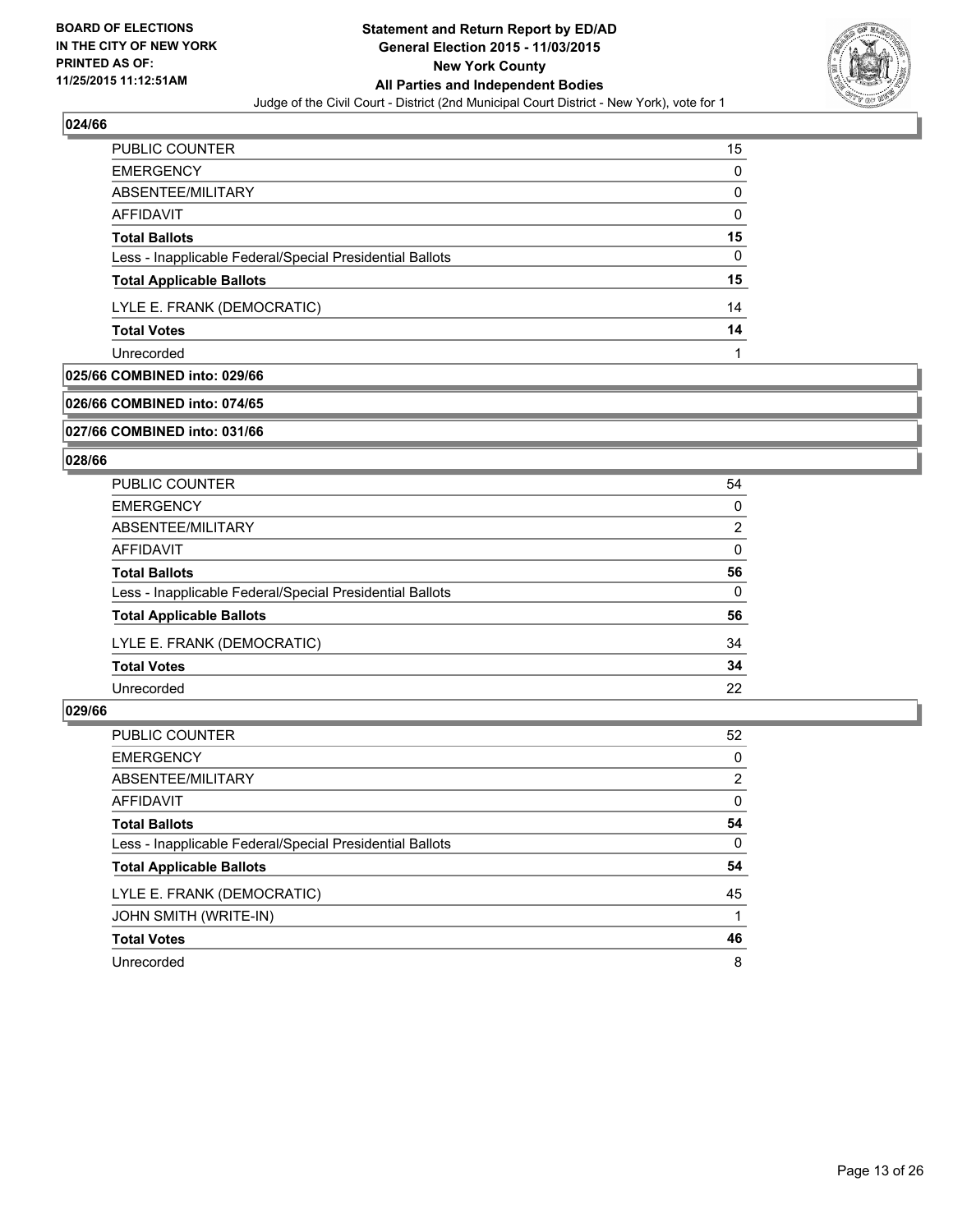## 024/66

| | |
|---|---|
| PUBLIC COUNTER | 15 |
| EMERGENCY | 0 |
| ABSENTEE/MILITARY | 0 |
| AFFIDAVIT | 0 |
| **Total Ballots** | **15** |
| Less - Inapplicable Federal/Special Presidential Ballots | 0 |
| **Total Applicable Ballots** | **15** |
| LYLE E. FRANK (DEMOCRATIC) | 14 |
| **Total Votes** | **14** |
| Unrecorded | 1 |

## 025/66 COMBINED into: 029/66

## 026/66 COMBINED into: 074/65

## 027/66 COMBINED into: 031/66

## 028/66

| | |
|---|---|
| PUBLIC COUNTER | 54 |
| EMERGENCY | 0 |
| ABSENTEE/MILITARY | 2 |
| AFFIDAVIT | 0 |
| **Total Ballots** | **56** |
| Less - Inapplicable Federal/Special Presidential Ballots | 0 |
| **Total Applicable Ballots** | **56** |
| LYLE E. FRANK (DEMOCRATIC) | 34 |
| **Total Votes** | **34** |
| Unrecorded | 22 |

## 029/66

| | |
|---|---|
| PUBLIC COUNTER | 52 |
| EMERGENCY | 0 |
| ABSENTEE/MILITARY | 2 |
| AFFIDAVIT | 0 |
| **Total Ballots** | **54** |
| Less - Inapplicable Federal/Special Presidential Ballots | 0 |
| **Total Applicable Ballots** | **54** |
| LYLE E. FRANK (DEMOCRATIC) | 45 |
| JOHN SMITH (WRITE-IN) | 1 |
| **Total Votes** | **46** |
| Unrecorded | 8 |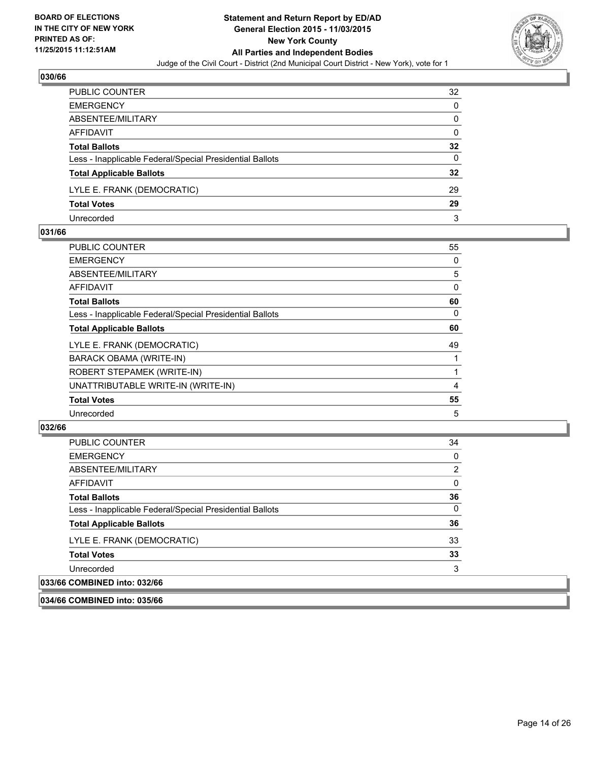**BOARD OF ELECTIONS IN THE CITY OF NEW YORK PRINTED AS OF: 11/25/2015 11:12:51AM**

# Statement and Return Report by ED/AD
## General Election 2015 - 11/03/2015
## New York County
## All Parties and Independent Bodies

Judge of the Civil Court - District (2nd Municipal Court District - New York), vote for 1

### 030/66

| | |
|---|---|
| PUBLIC COUNTER | 32 |
| EMERGENCY | 0 |
| ABSENTEE/MILITARY | 0 |
| AFFIDAVIT | 0 |
| **Total Ballots** | **32** |
| Less - Inapplicable Federal/Special Presidential Ballots | 0 |
| **Total Applicable Ballots** | **32** |
| LYLE E. FRANK (DEMOCRATIC) | 29 |
| **Total Votes** | **29** |
| Unrecorded | 3 |

### 031/66

| | |
|---|---|
| PUBLIC COUNTER | 55 |
| EMERGENCY | 0 |
| ABSENTEE/MILITARY | 5 |
| AFFIDAVIT | 0 |
| **Total Ballots** | **60** |
| Less - Inapplicable Federal/Special Presidential Ballots | 0 |
| **Total Applicable Ballots** | **60** |
| LYLE E. FRANK (DEMOCRATIC) | 49 |
| BARACK OBAMA (WRITE-IN) | 1 |
| ROBERT STEPAMEK (WRITE-IN) | 1 |
| UNATTRIBUTABLE WRITE-IN (WRITE-IN) | 4 |
| **Total Votes** | **55** |
| Unrecorded | 5 |

### 032/66

| | |
|---|---|
| PUBLIC COUNTER | 34 |
| EMERGENCY | 0 |
| ABSENTEE/MILITARY | 2 |
| AFFIDAVIT | 0 |
| **Total Ballots** | **36** |
| Less - Inapplicable Federal/Special Presidential Ballots | 0 |
| **Total Applicable Ballots** | **36** |
| LYLE E. FRANK (DEMOCRATIC) | 33 |
| **Total Votes** | **33** |
| Unrecorded | 3 |

### 033/66 COMBINED into: 032/66

### 034/66 COMBINED into: 035/66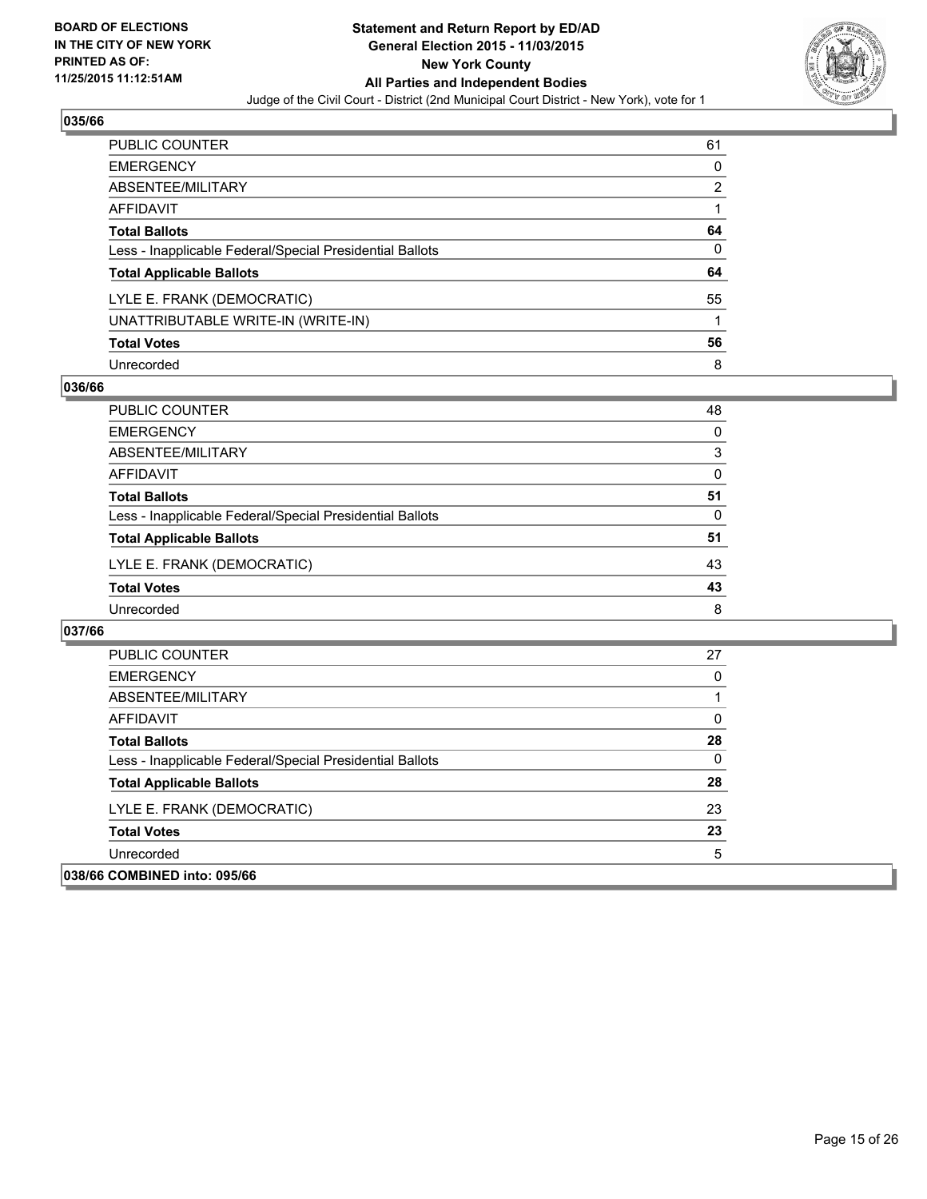## 035/66

| | |
|---|---|
| PUBLIC COUNTER | 61 |
| EMERGENCY | 0 |
| ABSENTEE/MILITARY | 2 |
| AFFIDAVIT | 1 |
| **Total Ballots** | **64** |
| Less - Inapplicable Federal/Special Presidential Ballots | 0 |
| **Total Applicable Ballots** | **64** |
| LYLE E. FRANK (DEMOCRATIC) | 55 |
| UNATTRIBUTABLE WRITE-IN (WRITE-IN) | 1 |
| **Total Votes** | **56** |
| Unrecorded | 8 |

## 036/66

| | |
|---|---|
| PUBLIC COUNTER | 48 |
| EMERGENCY | 0 |
| ABSENTEE/MILITARY | 3 |
| AFFIDAVIT | 0 |
| **Total Ballots** | **51** |
| Less - Inapplicable Federal/Special Presidential Ballots | 0 |
| **Total Applicable Ballots** | **51** |
| LYLE E. FRANK (DEMOCRATIC) | 43 |
| **Total Votes** | **43** |
| Unrecorded | 8 |

## 037/66

| | |
|---|---|
| PUBLIC COUNTER | 27 |
| EMERGENCY | 0 |
| ABSENTEE/MILITARY | 1 |
| AFFIDAVIT | 0 |
| **Total Ballots** | **28** |
| Less - Inapplicable Federal/Special Presidential Ballots | 0 |
| **Total Applicable Ballots** | **28** |
| LYLE E. FRANK (DEMOCRATIC) | 23 |
| **Total Votes** | **23** |
| Unrecorded | 5 |

## 038/66 COMBINED into: 095/66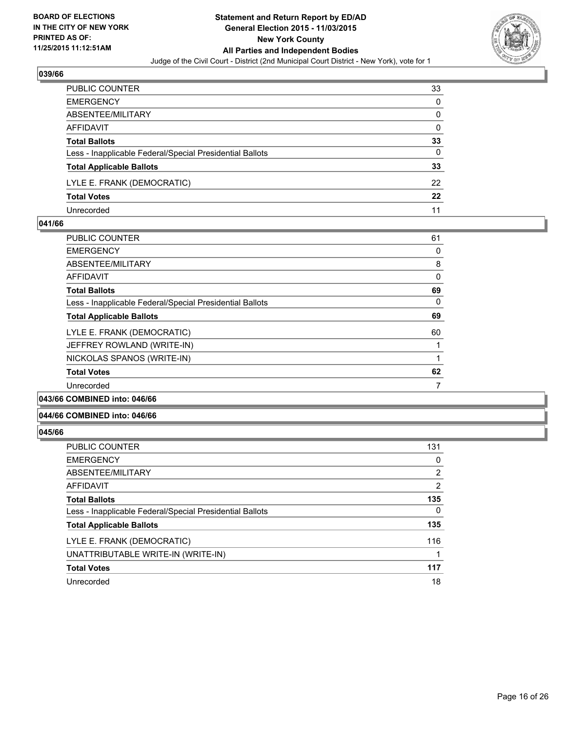## 039/66

| | |
|---|---|
| PUBLIC COUNTER | 33 |
| EMERGENCY | 0 |
| ABSENTEE/MILITARY | 0 |
| AFFIDAVIT | 0 |
| **Total Ballots** | **33** |
| Less - Inapplicable Federal/Special Presidential Ballots | 0 |
| **Total Applicable Ballots** | **33** |
| LYLE E. FRANK (DEMOCRATIC) | 22 |
| **Total Votes** | **22** |
| Unrecorded | 11 |

## 041/66

| | |
|---|---|
| PUBLIC COUNTER | 61 |
| EMERGENCY | 0 |
| ABSENTEE/MILITARY | 8 |
| AFFIDAVIT | 0 |
| **Total Ballots** | **69** |
| Less - Inapplicable Federal/Special Presidential Ballots | 0 |
| **Total Applicable Ballots** | **69** |
| LYLE E. FRANK (DEMOCRATIC) | 60 |
| JEFFREY ROWLAND (WRITE-IN) | 1 |
| NICKOLAS SPANOS (WRITE-IN) | 1 |
| **Total Votes** | **62** |
| Unrecorded | 7 |

## 043/66 COMBINED into: 046/66

## 044/66 COMBINED into: 046/66

## 045/66

| | |
|---|---|
| PUBLIC COUNTER | 131 |
| EMERGENCY | 0 |
| ABSENTEE/MILITARY | 2 |
| AFFIDAVIT | 2 |
| **Total Ballots** | **135** |
| Less - Inapplicable Federal/Special Presidential Ballots | 0 |
| **Total Applicable Ballots** | **135** |
| LYLE E. FRANK (DEMOCRATIC) | 116 |
| UNATTRIBUTABLE WRITE-IN (WRITE-IN) | 1 |
| **Total Votes** | **117** |
| Unrecorded | 18 |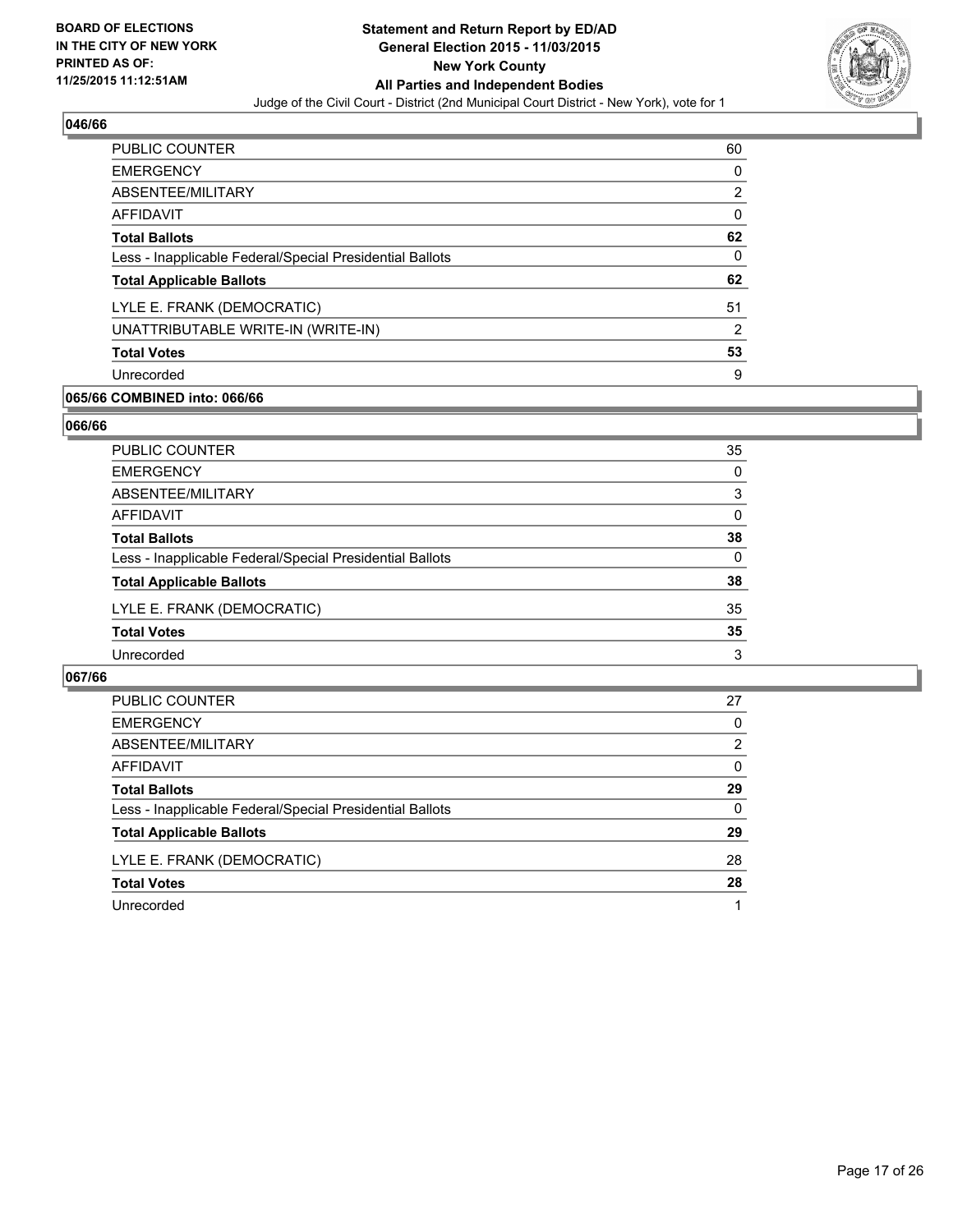**BOARD OF ELECTIONS IN THE CITY OF NEW YORK PRINTED AS OF: 11/25/2015 11:12:51AM**

**Statement and Return Report by ED/AD General Election 2015 - 11/03/2015 New York County All Parties and Independent Bodies**

Judge of the Civil Court - District (2nd Municipal Court District - New York), vote for 1

### 046/66

| | |
|---|---|
| PUBLIC COUNTER | 60 |
| EMERGENCY | 0 |
| ABSENTEE/MILITARY | 2 |
| AFFIDAVIT | 0 |
| **Total Ballots** | **62** |
| Less - Inapplicable Federal/Special Presidential Ballots | 0 |
| **Total Applicable Ballots** | **62** |
| LYLE E. FRANK (DEMOCRATIC) | 51 |
| UNATTRIBUTABLE WRITE-IN (WRITE-IN) | 2 |
| **Total Votes** | **53** |
| Unrecorded | 9 |

### 065/66 COMBINED into: 066/66

### 066/66

| | |
|---|---|
| PUBLIC COUNTER | 35 |
| EMERGENCY | 0 |
| ABSENTEE/MILITARY | 3 |
| AFFIDAVIT | 0 |
| **Total Ballots** | **38** |
| Less - Inapplicable Federal/Special Presidential Ballots | 0 |
| **Total Applicable Ballots** | **38** |
| LYLE E. FRANK (DEMOCRATIC) | 35 |
| **Total Votes** | **35** |
| Unrecorded | 3 |

### 067/66

| | |
|---|---|
| PUBLIC COUNTER | 27 |
| EMERGENCY | 0 |
| ABSENTEE/MILITARY | 2 |
| AFFIDAVIT | 0 |
| **Total Ballots** | **29** |
| Less - Inapplicable Federal/Special Presidential Ballots | 0 |
| **Total Applicable Ballots** | **29** |
| LYLE E. FRANK (DEMOCRATIC) | 28 |
| **Total Votes** | **28** |
| Unrecorded | 1 |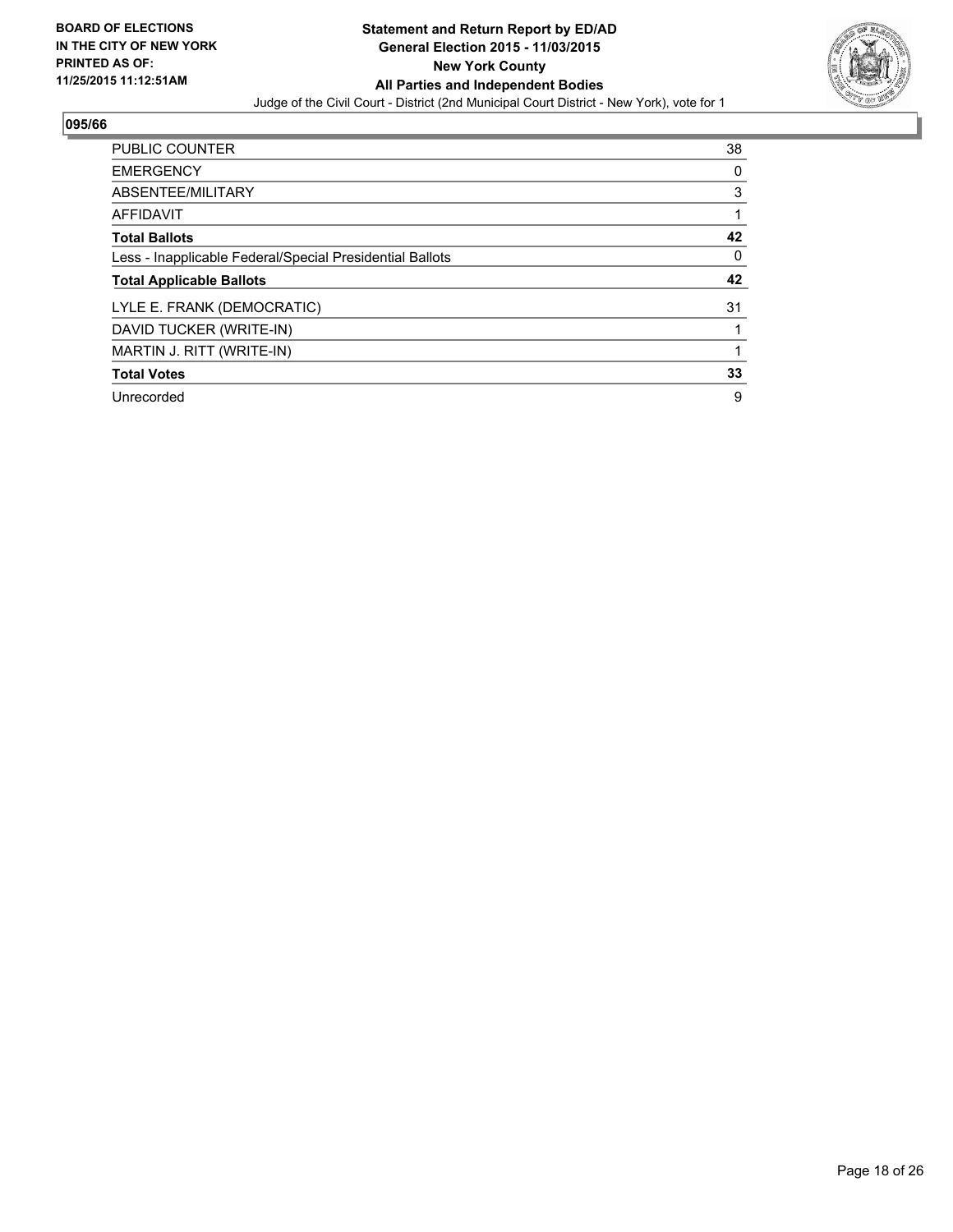BOARD OF ELECTIONS
IN THE CITY OF NEW YORK
PRINTED AS OF:
11/25/2015 11:12:51AM

**Statement and Return Report by ED/AD**
**General Election 2015 - 11/03/2015**
**New York County**
**All Parties and Independent Bodies**
Judge of the Civil Court - District (2nd Municipal Court District - New York), vote for 1

## 095/66

| | |
|---|---|
| PUBLIC COUNTER | 38 |
| EMERGENCY | 0 |
| ABSENTEE/MILITARY | 3 |
| AFFIDAVIT | 1 |
| **Total Ballots** | **42** |
| Less - Inapplicable Federal/Special Presidential Ballots | 0 |
| **Total Applicable Ballots** | **42** |
| LYLE E. FRANK (DEMOCRATIC) | 31 |
| DAVID TUCKER (WRITE-IN) | 1 |
| MARTIN J. RITT (WRITE-IN) | 1 |
| **Total Votes** | **33** |
| Unrecorded | 9 |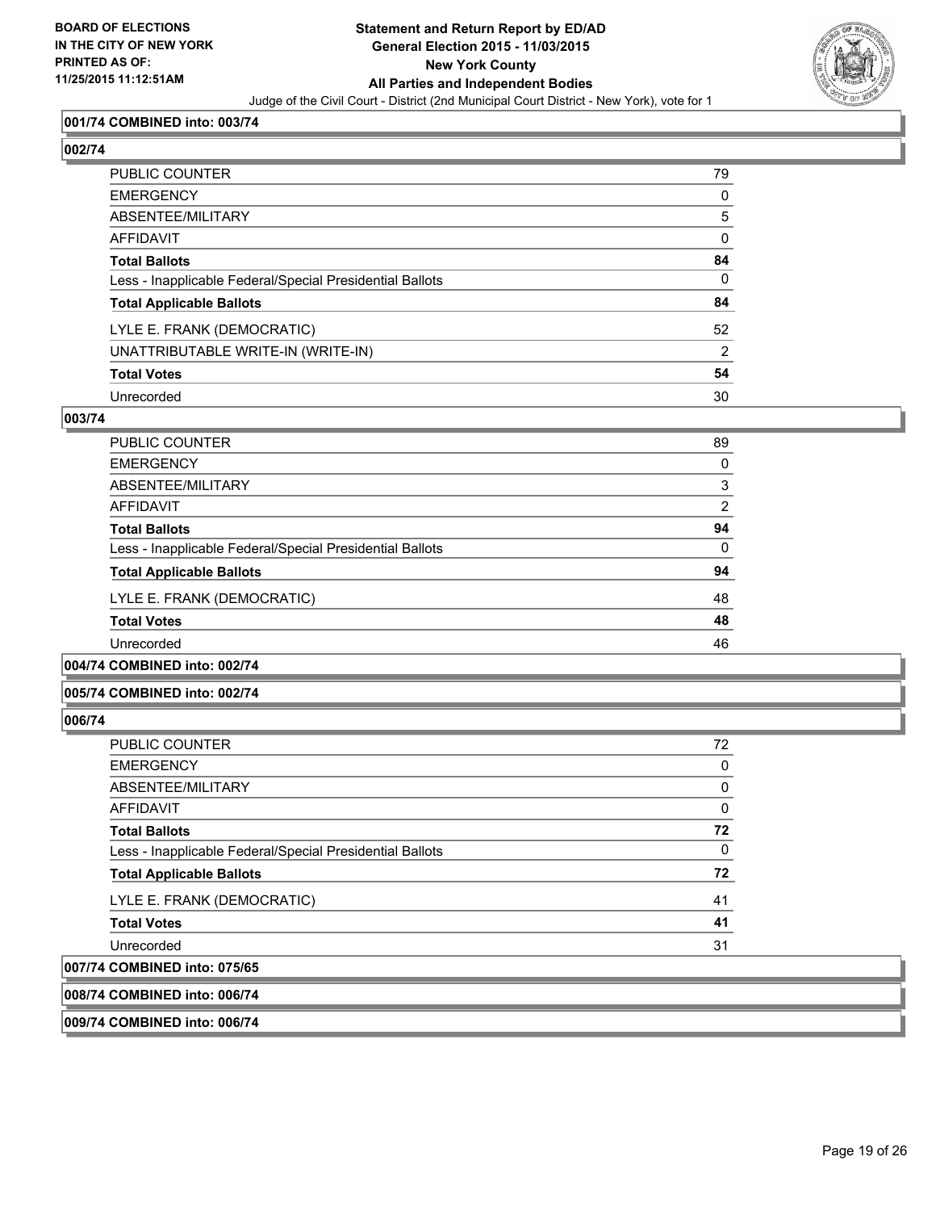BOARD OF ELECTIONS
IN THE CITY OF NEW YORK
PRINTED AS OF:
11/25/2015 11:12:51AM

**Statement and Return Report by ED/AD**
**General Election 2015 - 11/03/2015**
**New York County**
**All Parties and Independent Bodies**
Judge of the Civil Court - District (2nd Municipal Court District - New York), vote for 1

### 001/74 COMBINED into: 003/74

### 002/74

| | |
|---|---|
| PUBLIC COUNTER | 79 |
| EMERGENCY | 0 |
| ABSENTEE/MILITARY | 5 |
| AFFIDAVIT | 0 |
| **Total Ballots** | **84** |
| Less - Inapplicable Federal/Special Presidential Ballots | 0 |
| **Total Applicable Ballots** | **84** |
| LYLE E. FRANK (DEMOCRATIC) | 52 |
| UNATTRIBUTABLE WRITE-IN (WRITE-IN) | 2 |
| **Total Votes** | **54** |
| Unrecorded | 30 |

### 003/74

| | |
|---|---|
| PUBLIC COUNTER | 89 |
| EMERGENCY | 0 |
| ABSENTEE/MILITARY | 3 |
| AFFIDAVIT | 2 |
| **Total Ballots** | **94** |
| Less - Inapplicable Federal/Special Presidential Ballots | 0 |
| **Total Applicable Ballots** | **94** |
| LYLE E. FRANK (DEMOCRATIC) | 48 |
| **Total Votes** | **48** |
| Unrecorded | 46 |

### 004/74 COMBINED into: 002/74

### 005/74 COMBINED into: 002/74

### 006/74

| | |
|---|---|
| PUBLIC COUNTER | 72 |
| EMERGENCY | 0 |
| ABSENTEE/MILITARY | 0 |
| AFFIDAVIT | 0 |
| **Total Ballots** | **72** |
| Less - Inapplicable Federal/Special Presidential Ballots | 0 |
| **Total Applicable Ballots** | **72** |
| LYLE E. FRANK (DEMOCRATIC) | 41 |
| **Total Votes** | **41** |
| Unrecorded | 31 |

### 007/74 COMBINED into: 075/65

### 008/74 COMBINED into: 006/74

### 009/74 COMBINED into: 006/74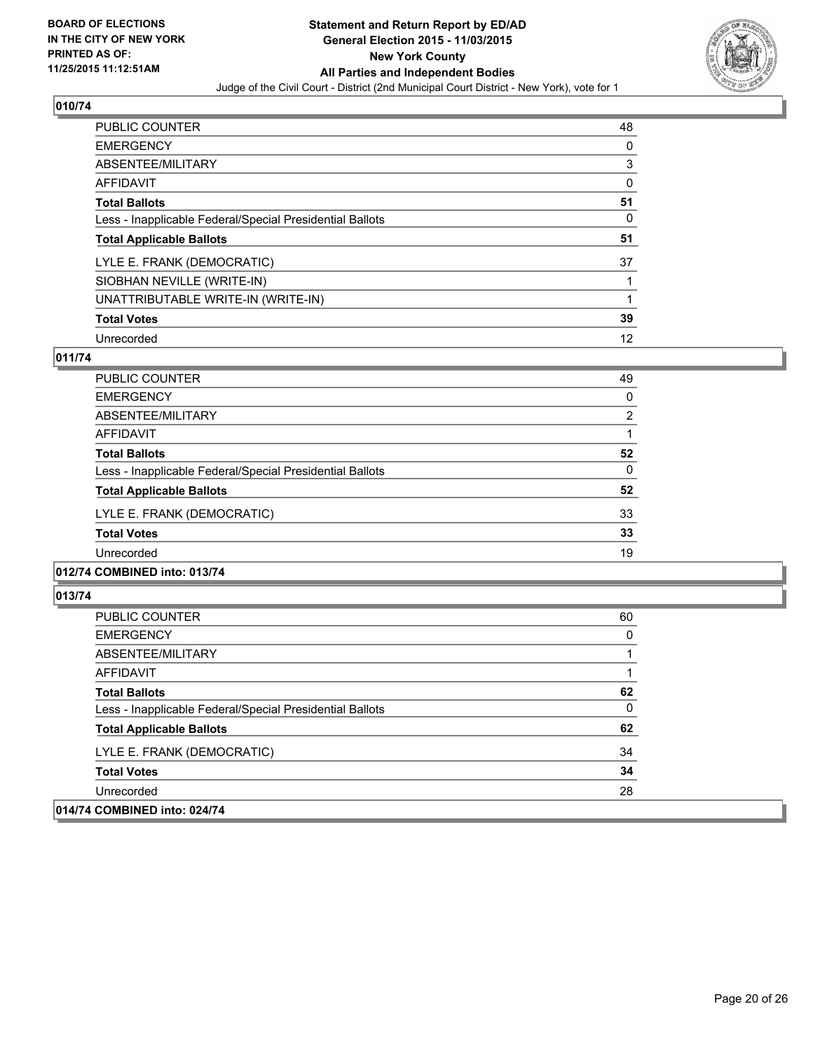**BOARD OF ELECTIONS IN THE CITY OF NEW YORK PRINTED AS OF: 11/25/2015 11:12:51AM**

**Statement and Return Report by ED/AD General Election 2015 - 11/03/2015 New York County All Parties and Independent Bodies**

Judge of the Civil Court - District (2nd Municipal Court District - New York), vote for 1

### 010/74

| | |
|---|---|
| PUBLIC COUNTER | 48 |
| EMERGENCY | 0 |
| ABSENTEE/MILITARY | 3 |
| AFFIDAVIT | 0 |
| **Total Ballots** | **51** |
| Less - Inapplicable Federal/Special Presidential Ballots | 0 |
| **Total Applicable Ballots** | **51** |
| LYLE E. FRANK (DEMOCRATIC) | 37 |
| SIOBHAN NEVILLE (WRITE-IN) | 1 |
| UNATTRIBUTABLE WRITE-IN (WRITE-IN) | 1 |
| **Total Votes** | **39** |
| Unrecorded | 12 |

### 011/74

| | |
|---|---|
| PUBLIC COUNTER | 49 |
| EMERGENCY | 0 |
| ABSENTEE/MILITARY | 2 |
| AFFIDAVIT | 1 |
| **Total Ballots** | **52** |
| Less - Inapplicable Federal/Special Presidential Ballots | 0 |
| **Total Applicable Ballots** | **52** |
| LYLE E. FRANK (DEMOCRATIC) | 33 |
| **Total Votes** | **33** |
| Unrecorded | 19 |

### 012/74 COMBINED into: 013/74

### 013/74

| | |
|---|---|
| PUBLIC COUNTER | 60 |
| EMERGENCY | 0 |
| ABSENTEE/MILITARY | 1 |
| AFFIDAVIT | 1 |
| **Total Ballots** | **62** |
| Less - Inapplicable Federal/Special Presidential Ballots | 0 |
| **Total Applicable Ballots** | **62** |
| LYLE E. FRANK (DEMOCRATIC) | 34 |
| **Total Votes** | **34** |
| Unrecorded | 28 |

### 014/74 COMBINED into: 024/74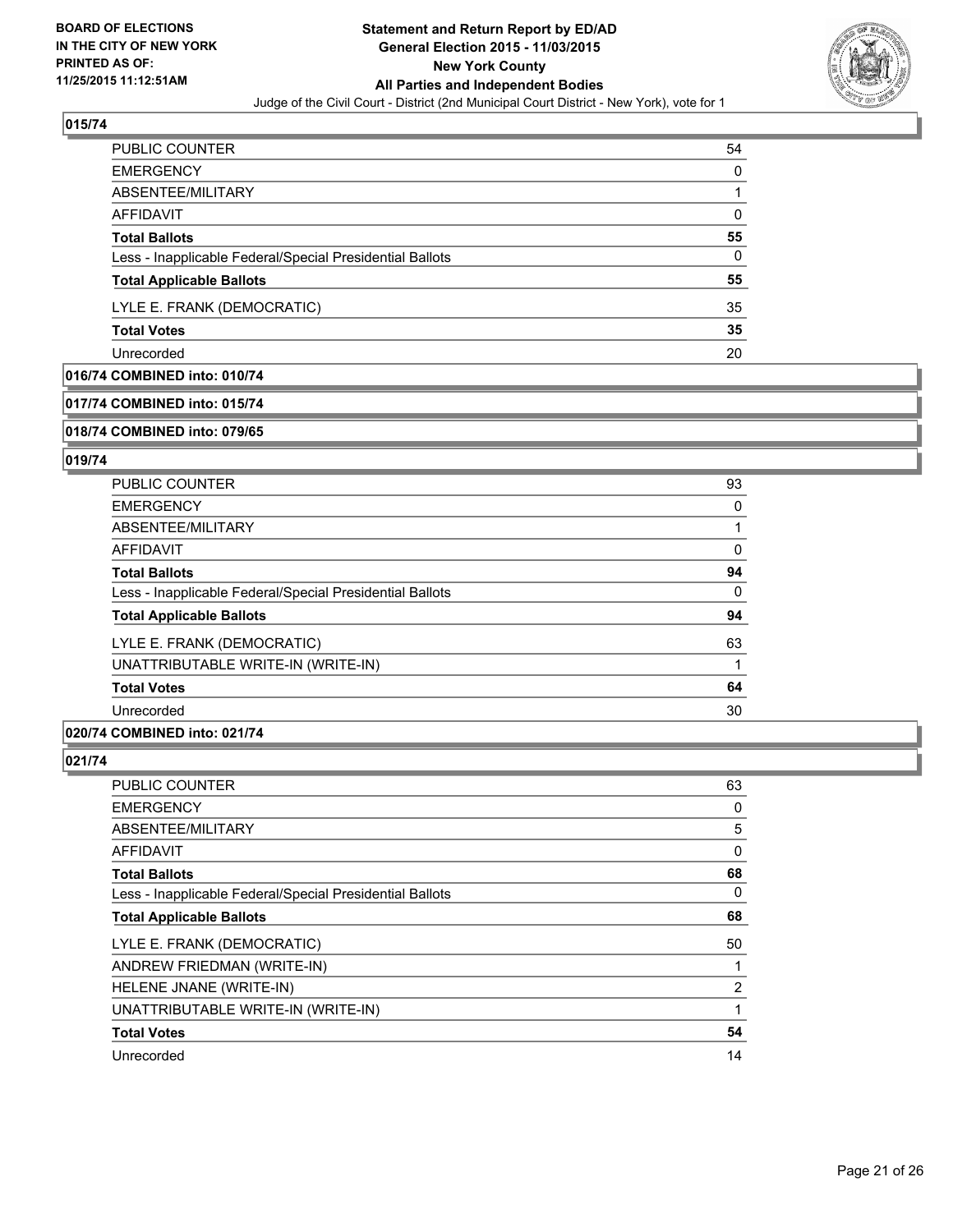**BOARD OF ELECTIONS IN THE CITY OF NEW YORK PRINTED AS OF: 11/25/2015 11:12:51AM**

**Statement and Return Report by ED/AD General Election 2015 - 11/03/2015 New York County All Parties and Independent Bodies**

Judge of the Civil Court - District (2nd Municipal Court District - New York), vote for 1

## 015/74

| | |
|---|---|
| PUBLIC COUNTER | 54 |
| EMERGENCY | 0 |
| ABSENTEE/MILITARY | 1 |
| AFFIDAVIT | 0 |
| **Total Ballots** | **55** |
| Less - Inapplicable Federal/Special Presidential Ballots | 0 |
| **Total Applicable Ballots** | **55** |
| LYLE E. FRANK (DEMOCRATIC) | 35 |
| **Total Votes** | **35** |
| Unrecorded | 20 |

## 016/74 COMBINED into: 010/74

## 017/74 COMBINED into: 015/74

## 018/74 COMBINED into: 079/65

## 019/74

| | |
|---|---|
| PUBLIC COUNTER | 93 |
| EMERGENCY | 0 |
| ABSENTEE/MILITARY | 1 |
| AFFIDAVIT | 0 |
| **Total Ballots** | **94** |
| Less - Inapplicable Federal/Special Presidential Ballots | 0 |
| **Total Applicable Ballots** | **94** |
| LYLE E. FRANK (DEMOCRATIC) | 63 |
| UNATTRIBUTABLE WRITE-IN (WRITE-IN) | 1 |
| **Total Votes** | **64** |
| Unrecorded | 30 |

## 020/74 COMBINED into: 021/74

## 021/74

| | |
|---|---|
| PUBLIC COUNTER | 63 |
| EMERGENCY | 0 |
| ABSENTEE/MILITARY | 5 |
| AFFIDAVIT | 0 |
| **Total Ballots** | **68** |
| Less - Inapplicable Federal/Special Presidential Ballots | 0 |
| **Total Applicable Ballots** | **68** |
| LYLE E. FRANK (DEMOCRATIC) | 50 |
| ANDREW FRIEDMAN (WRITE-IN) | 1 |
| HELENE JNANE (WRITE-IN) | 2 |
| UNATTRIBUTABLE WRITE-IN (WRITE-IN) | 1 |
| **Total Votes** | **54** |
| Unrecorded | 14 |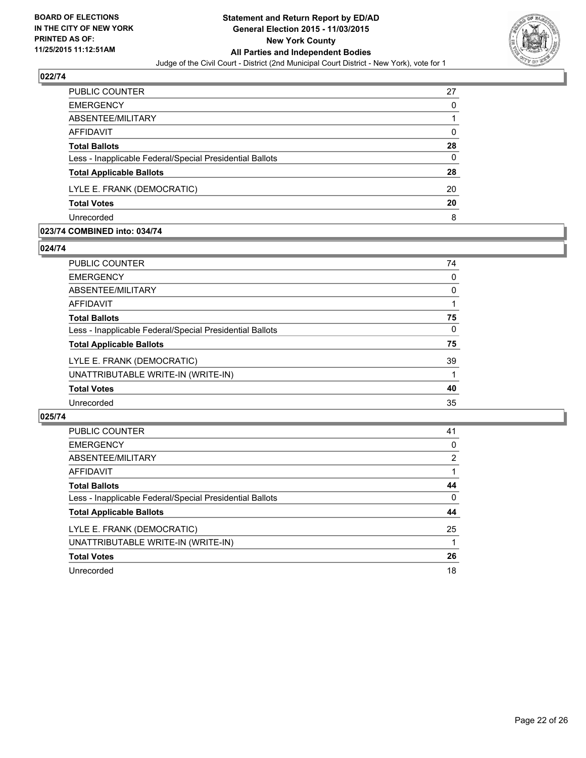BOARD OF ELECTIONS
IN THE CITY OF NEW YORK
PRINTED AS OF:
11/25/2015 11:12:51AM

**Statement and Return Report by ED/AD**
**General Election 2015 - 11/03/2015**
**New York County**
**All Parties and Independent Bodies**
Judge of the Civil Court - District (2nd Municipal Court District - New York), vote for 1

### 022/74

| | |
|---|---|
| PUBLIC COUNTER | 27 |
| EMERGENCY | 0 |
| ABSENTEE/MILITARY | 1 |
| AFFIDAVIT | 0 |
| **Total Ballots** | **28** |
| Less - Inapplicable Federal/Special Presidential Ballots | 0 |
| **Total Applicable Ballots** | **28** |
| LYLE E. FRANK (DEMOCRATIC) | 20 |
| **Total Votes** | **20** |
| Unrecorded | 8 |

### 023/74 COMBINED into: 034/74

### 024/74

| | |
|---|---|
| PUBLIC COUNTER | 74 |
| EMERGENCY | 0 |
| ABSENTEE/MILITARY | 0 |
| AFFIDAVIT | 1 |
| **Total Ballots** | **75** |
| Less - Inapplicable Federal/Special Presidential Ballots | 0 |
| **Total Applicable Ballots** | **75** |
| LYLE E. FRANK (DEMOCRATIC) | 39 |
| UNATTRIBUTABLE WRITE-IN (WRITE-IN) | 1 |
| **Total Votes** | **40** |
| Unrecorded | 35 |

### 025/74

| | |
|---|---|
| PUBLIC COUNTER | 41 |
| EMERGENCY | 0 |
| ABSENTEE/MILITARY | 2 |
| AFFIDAVIT | 1 |
| **Total Ballots** | **44** |
| Less - Inapplicable Federal/Special Presidential Ballots | 0 |
| **Total Applicable Ballots** | **44** |
| LYLE E. FRANK (DEMOCRATIC) | 25 |
| UNATTRIBUTABLE WRITE-IN (WRITE-IN) | 1 |
| **Total Votes** | **26** |
| Unrecorded | 18 |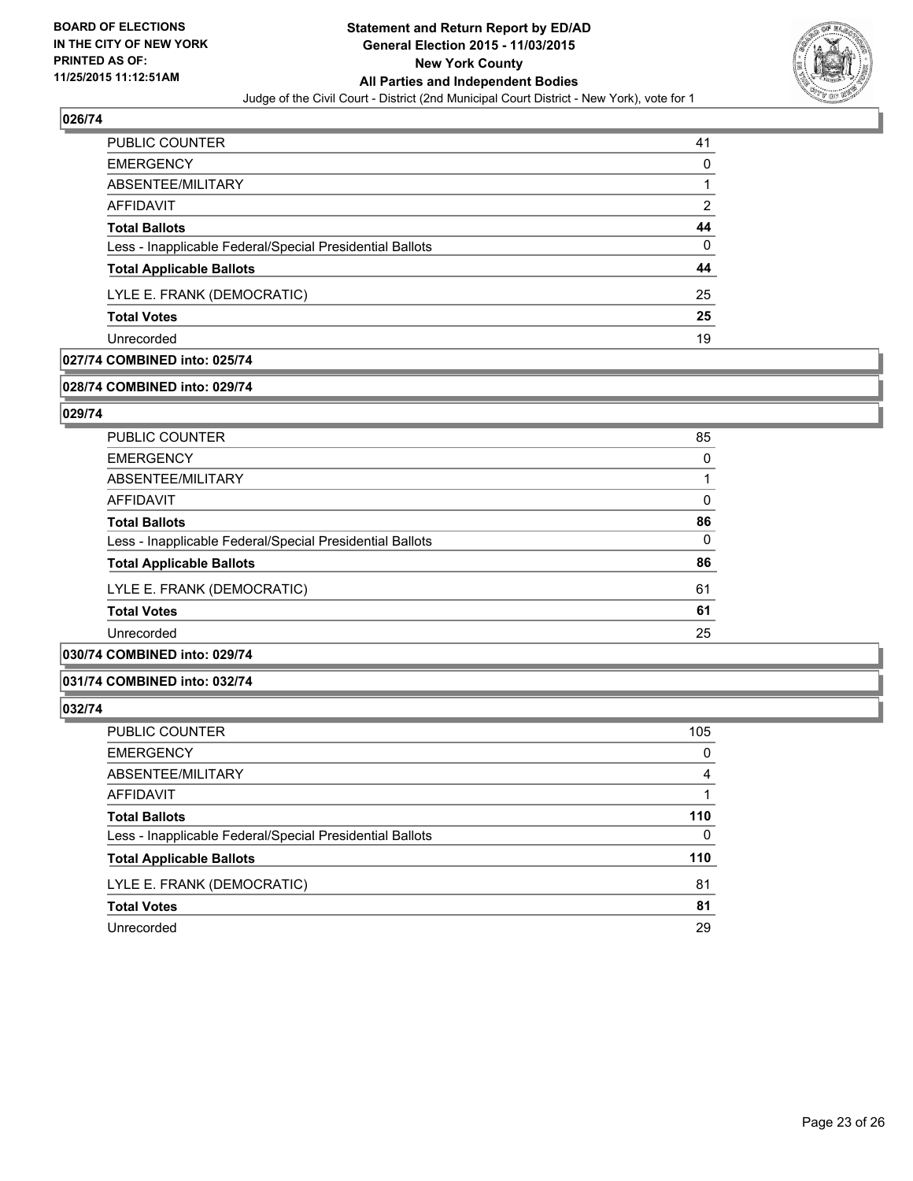## 026/74

| | |
|---|---|
| PUBLIC COUNTER | 41 |
| EMERGENCY | 0 |
| ABSENTEE/MILITARY | 1 |
| AFFIDAVIT | 2 |
| **Total Ballots** | **44** |
| Less - Inapplicable Federal/Special Presidential Ballots | 0 |
| **Total Applicable Ballots** | **44** |
| LYLE E. FRANK (DEMOCRATIC) | 25 |
| **Total Votes** | **25** |
| Unrecorded | 19 |

## 027/74 COMBINED into: 025/74

## 028/74 COMBINED into: 029/74

## 029/74

| | |
|---|---|
| PUBLIC COUNTER | 85 |
| EMERGENCY | 0 |
| ABSENTEE/MILITARY | 1 |
| AFFIDAVIT | 0 |
| **Total Ballots** | **86** |
| Less - Inapplicable Federal/Special Presidential Ballots | 0 |
| **Total Applicable Ballots** | **86** |
| LYLE E. FRANK (DEMOCRATIC) | 61 |
| **Total Votes** | **61** |
| Unrecorded | 25 |

## 030/74 COMBINED into: 029/74

## 031/74 COMBINED into: 032/74

## 032/74

| | |
|---|---|
| PUBLIC COUNTER | 105 |
| EMERGENCY | 0 |
| ABSENTEE/MILITARY | 4 |
| AFFIDAVIT | 1 |
| **Total Ballots** | **110** |
| Less - Inapplicable Federal/Special Presidential Ballots | 0 |
| **Total Applicable Ballots** | **110** |
| LYLE E. FRANK (DEMOCRATIC) | 81 |
| **Total Votes** | **81** |
| Unrecorded | 29 |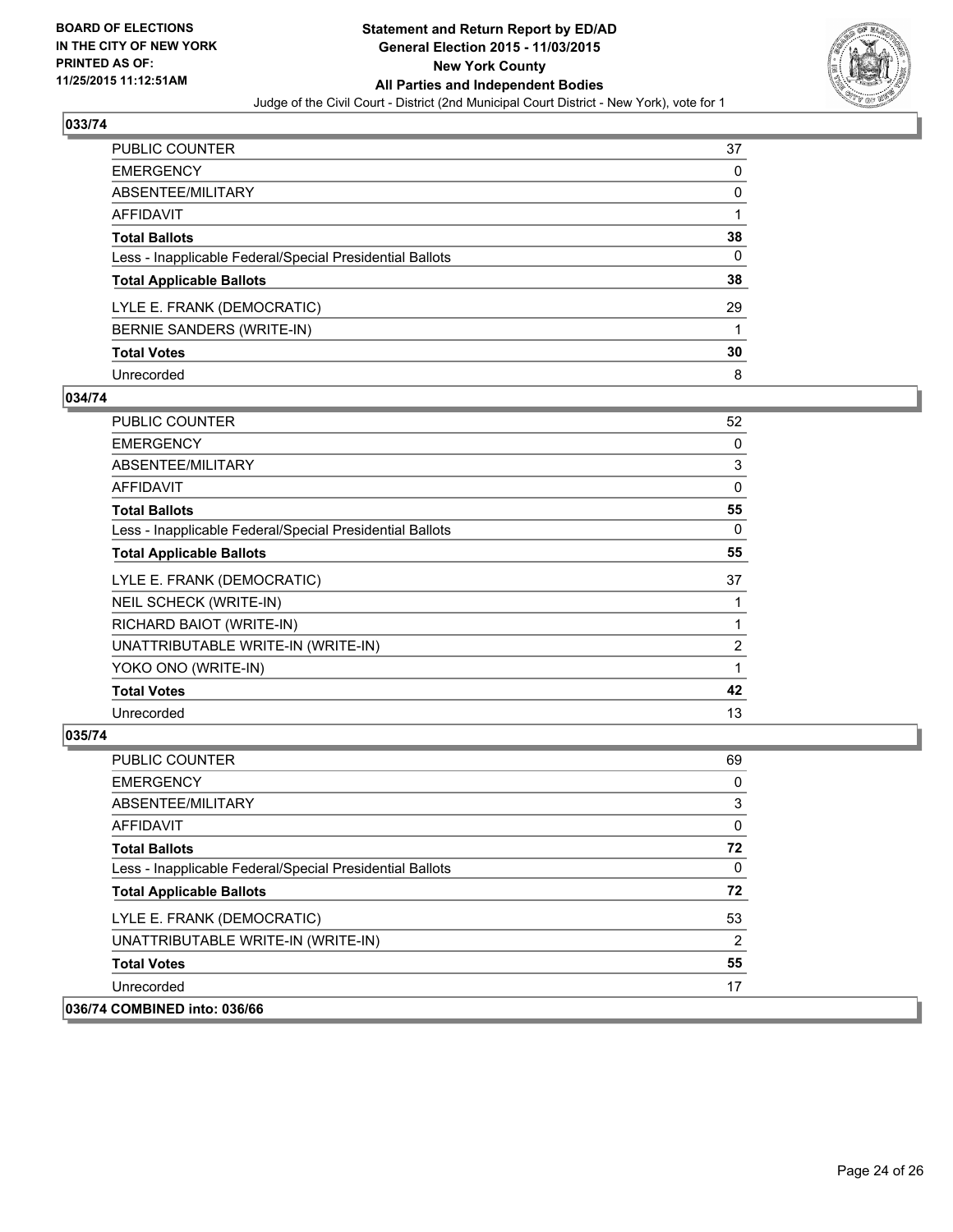**BOARD OF ELECTIONS IN THE CITY OF NEW YORK PRINTED AS OF: 11/25/2015 11:12:51AM**

**Statement and Return Report by ED/AD**
**General Election 2015 - 11/03/2015**
**New York County**
**All Parties and Independent Bodies**
Judge of the Civil Court - District (2nd Municipal Court District - New York), vote for 1

## 033/74

| | |
|---|---|
| PUBLIC COUNTER | 37 |
| EMERGENCY | 0 |
| ABSENTEE/MILITARY | 0 |
| AFFIDAVIT | 1 |
| **Total Ballots** | **38** |
| Less - Inapplicable Federal/Special Presidential Ballots | 0 |
| **Total Applicable Ballots** | **38** |
| LYLE E. FRANK (DEMOCRATIC) | 29 |
| BERNIE SANDERS (WRITE-IN) | 1 |
| **Total Votes** | **30** |
| Unrecorded | 8 |

## 034/74

| | |
|---|---|
| PUBLIC COUNTER | 52 |
| EMERGENCY | 0 |
| ABSENTEE/MILITARY | 3 |
| AFFIDAVIT | 0 |
| **Total Ballots** | **55** |
| Less - Inapplicable Federal/Special Presidential Ballots | 0 |
| **Total Applicable Ballots** | **55** |
| LYLE E. FRANK (DEMOCRATIC) | 37 |
| NEIL SCHECK (WRITE-IN) | 1 |
| RICHARD BAIOT (WRITE-IN) | 1 |
| UNATTRIBUTABLE WRITE-IN (WRITE-IN) | 2 |
| YOKO ONO (WRITE-IN) | 1 |
| **Total Votes** | **42** |
| Unrecorded | 13 |

## 035/74

| | |
|---|---|
| PUBLIC COUNTER | 69 |
| EMERGENCY | 0 |
| ABSENTEE/MILITARY | 3 |
| AFFIDAVIT | 0 |
| **Total Ballots** | **72** |
| Less - Inapplicable Federal/Special Presidential Ballots | 0 |
| **Total Applicable Ballots** | **72** |
| LYLE E. FRANK (DEMOCRATIC) | 53 |
| UNATTRIBUTABLE WRITE-IN (WRITE-IN) | 2 |
| **Total Votes** | **55** |
| Unrecorded | 17 |

## 036/74 COMBINED into: 036/66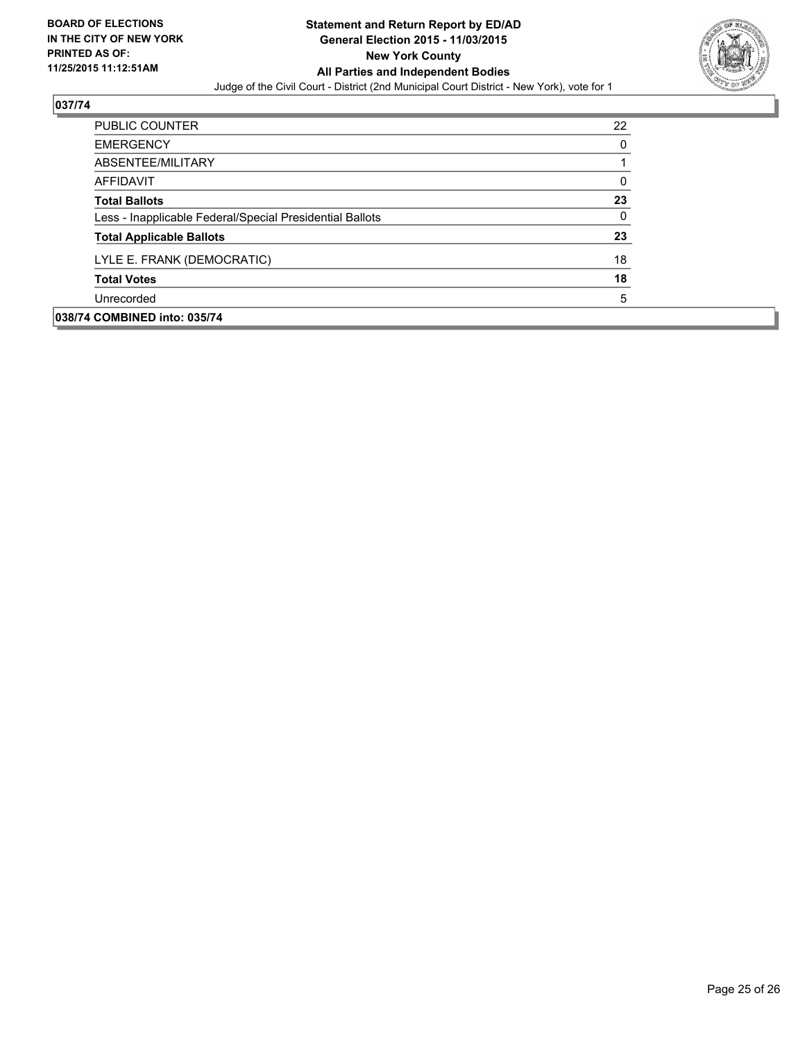**Statement and Return Report by ED/AD**
**General Election 2015 - 11/03/2015**
**New York County**
**All Parties and Independent Bodies**
Judge of the Civil Court - District (2nd Municipal Court District - New York), vote for 1

**BOARD OF ELECTIONS IN THE CITY OF NEW YORK PRINTED AS OF: 11/25/2015 11:12:51AM**

## 037/74

| | |
|---|---|
| PUBLIC COUNTER | 22 |
| EMERGENCY | 0 |
| ABSENTEE/MILITARY | 1 |
| AFFIDAVIT | 0 |
| **Total Ballots** | **23** |
| Less - Inapplicable Federal/Special Presidential Ballots | 0 |
| **Total Applicable Ballots** | **23** |
| LYLE E. FRANK (DEMOCRATIC) | 18 |
| **Total Votes** | **18** |
| Unrecorded | 5 |

## 038/74 COMBINED into: 035/74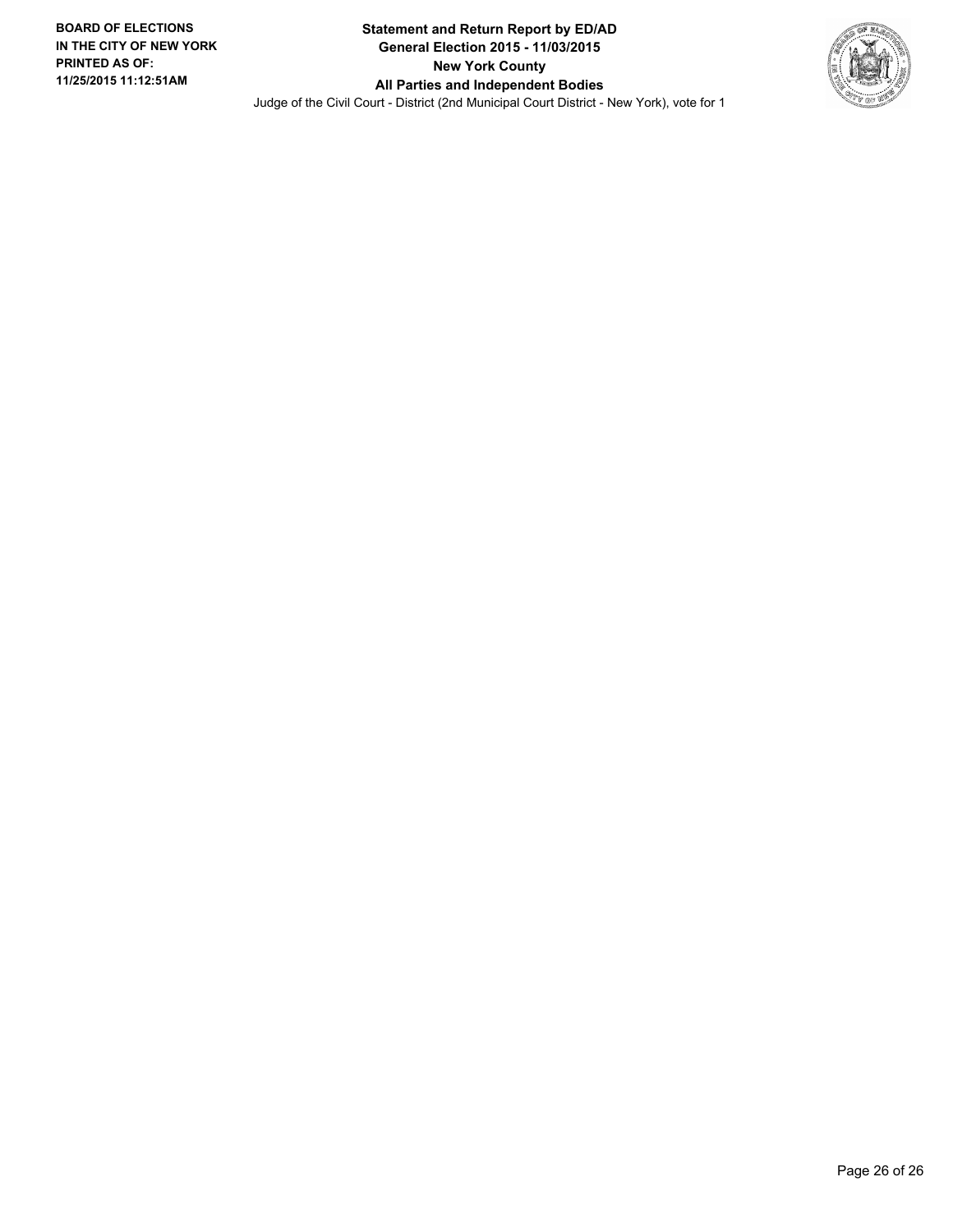BOARD OF ELECTIONS
IN THE CITY OF NEW YORK
PRINTED AS OF:
11/25/2015 11:12:51AM

**Statement and Return Report by ED/AD**
**General Election 2015 - 11/03/2015**
**New York County**
**All Parties and Independent Bodies**

Judge of the Civil Court - District (2nd Municipal Court District - New York), vote for 1